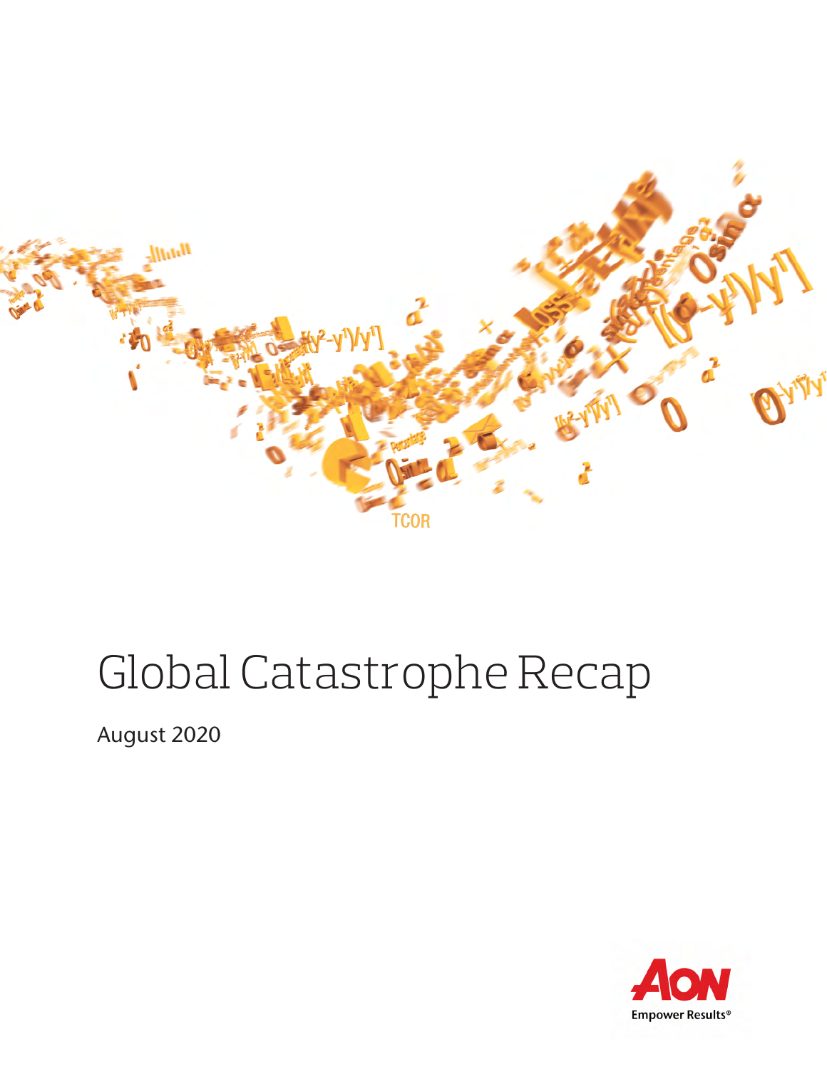# Global Catastrophe Recap

August 2020

Empower Results®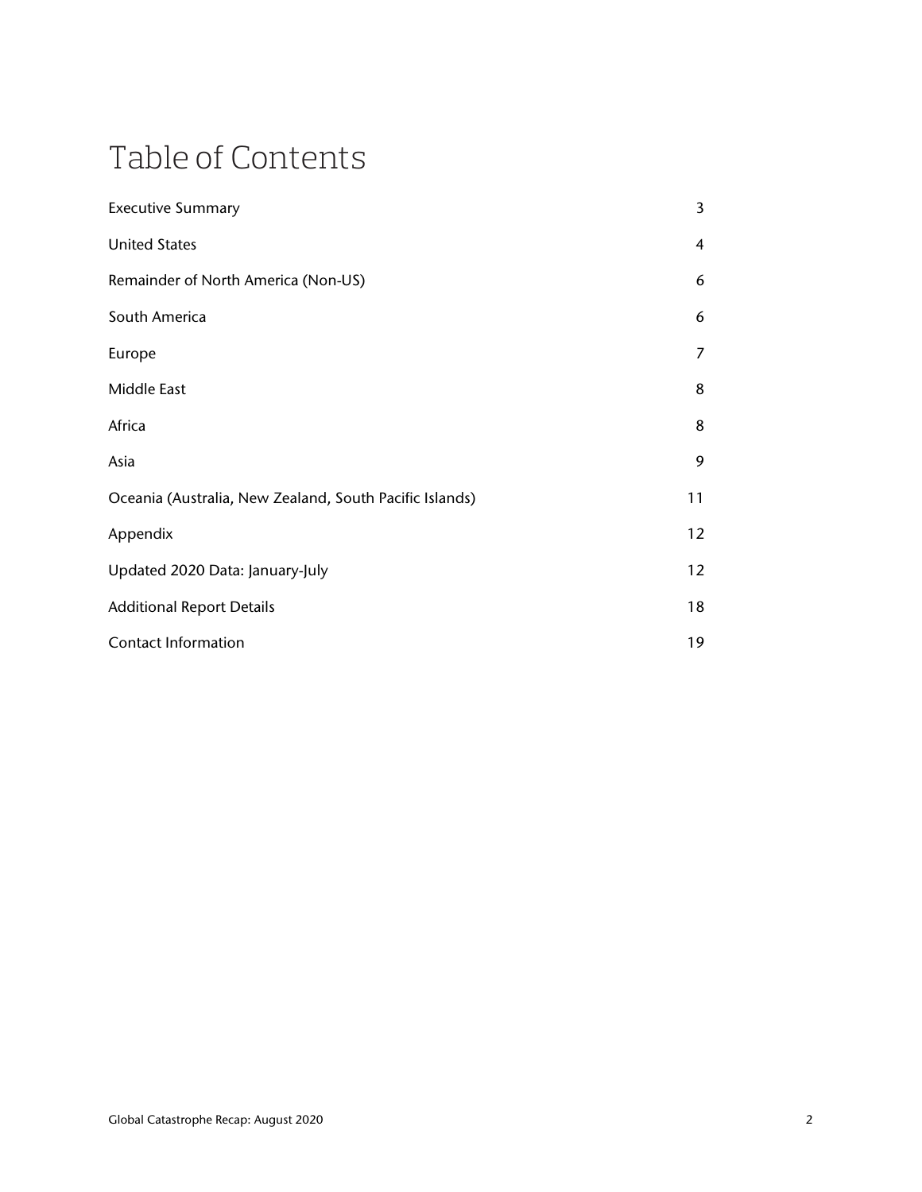# Table of Contents

| | |
|---|---|
| Executive Summary | 3 |
| United States | 4 |
| Remainder of North America (Non-US) | 6 |
| South America | 6 |
| Europe | 7 |
| Middle East | 8 |
| Africa | 8 |
| Asia | 9 |
| Oceania (Australia, New Zealand, South Pacific Islands) | 11 |
| Appendix | 12 |
| Updated 2020 Data: January-July | 12 |
| Additional Report Details | 18 |
| Contact Information | 19 |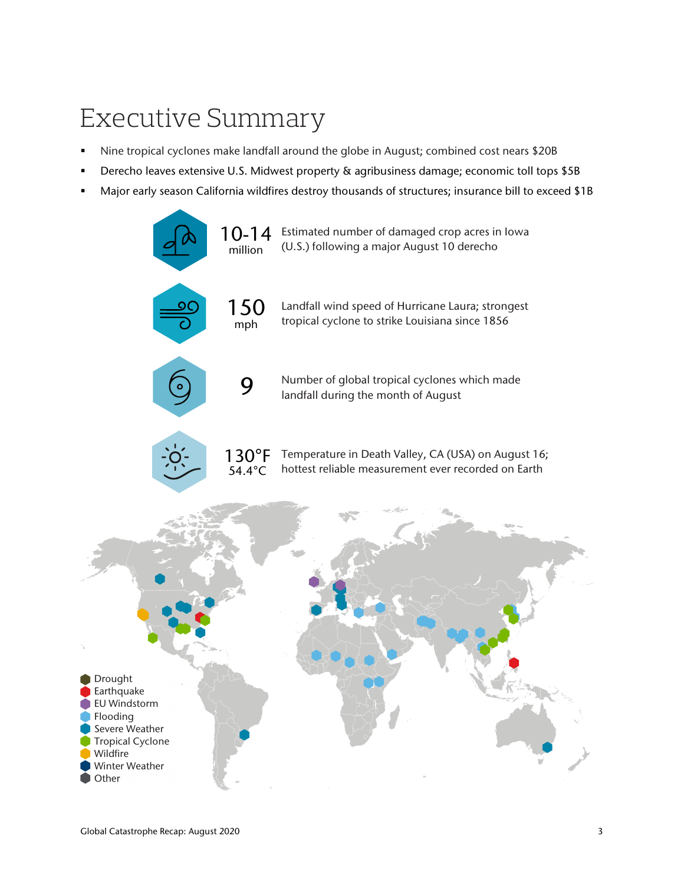# Executive Summary

- Nine tropical cyclones make landfall around the globe in August; combined cost nears $20B
- Derecho leaves extensive U.S. Midwest property & agribusiness damage; economic toll tops $5B
- Major early season California wildfires destroy thousands of structures; insurance bill to exceed $1B

**10-14 million** Estimated number of damaged crop acres in Iowa (U.S.) following a major August 10 derecho

**150 mph** Landfall wind speed of Hurricane Laura; strongest tropical cyclone to strike Louisiana since 1856

**9** Number of global tropical cyclones which made landfall during the month of August

**130°F 54.4°C** Temperature in Death Valley, CA (USA) on August 16; hottest reliable measurement ever recorded on Earth

- Drought
- Earthquake
- EU Windstorm
- Flooding
- Severe Weather
- Tropical Cyclone
- Wildfire
- Winter Weather
- Other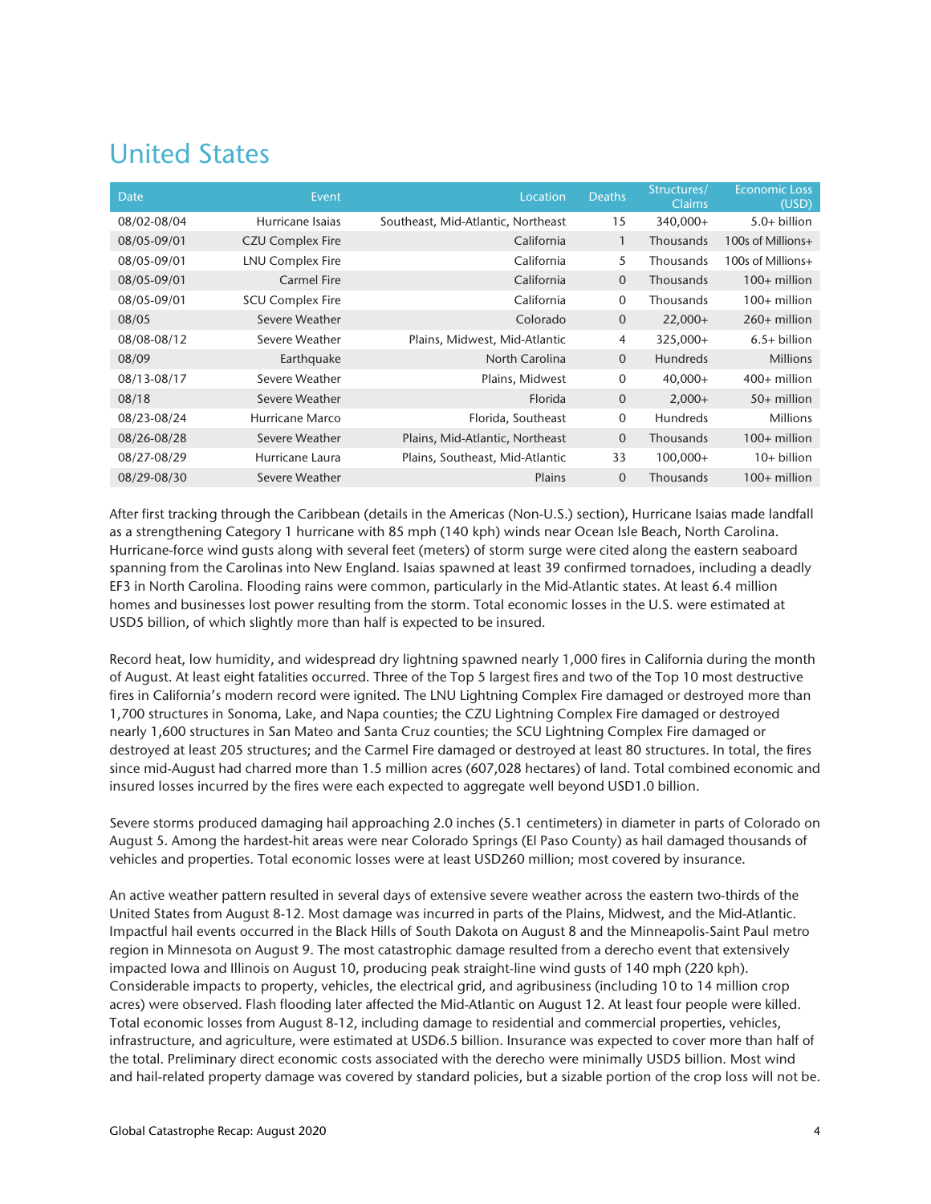# United States

| Date | Event | Location | Deaths | Structures/ Claims | Economic Loss (USD) |
|---|---|---|---|---|---|
| 08/02-08/04 | Hurricane Isaias | Southeast, Mid-Atlantic, Northeast | 15 | 340,000+ | 5.0+ billion |
| 08/05-09/01 | CZU Complex Fire | California | 1 | Thousands | 100s of Millions+ |
| 08/05-09/01 | LNU Complex Fire | California | 5 | Thousands | 100s of Millions+ |
| 08/05-09/01 | Carmel Fire | California | 0 | Thousands | 100+ million |
| 08/05-09/01 | SCU Complex Fire | California | 0 | Thousands | 100+ million |
| 08/05 | Severe Weather | Colorado | 0 | 22,000+ | 260+ million |
| 08/08-08/12 | Severe Weather | Plains, Midwest, Mid-Atlantic | 4 | 325,000+ | 6.5+ billion |
| 08/09 | Earthquake | North Carolina | 0 | Hundreds | Millions |
| 08/13-08/17 | Severe Weather | Plains, Midwest | 0 | 40,000+ | 400+ million |
| 08/18 | Severe Weather | Florida | 0 | 2,000+ | 50+ million |
| 08/23-08/24 | Hurricane Marco | Florida, Southeast | 0 | Hundreds | Millions |
| 08/26-08/28 | Severe Weather | Plains, Mid-Atlantic, Northeast | 0 | Thousands | 100+ million |
| 08/27-08/29 | Hurricane Laura | Plains, Southeast, Mid-Atlantic | 33 | 100,000+ | 10+ billion |
| 08/29-08/30 | Severe Weather | Plains | 0 | Thousands | 100+ million |

After first tracking through the Caribbean (details in the Americas (Non-U.S.) section), Hurricane Isaias made landfall as a strengthening Category 1 hurricane with 85 mph (140 kph) winds near Ocean Isle Beach, North Carolina. Hurricane-force wind gusts along with several feet (meters) of storm surge were cited along the eastern seaboard spanning from the Carolinas into New England. Isaias spawned at least 39 confirmed tornadoes, including a deadly EF3 in North Carolina. Flooding rains were common, particularly in the Mid-Atlantic states. At least 6.4 million homes and businesses lost power resulting from the storm. Total economic losses in the U.S. were estimated at USD5 billion, of which slightly more than half is expected to be insured.

Record heat, low humidity, and widespread dry lightning spawned nearly 1,000 fires in California during the month of August. At least eight fatalities occurred. Three of the Top 5 largest fires and two of the Top 10 most destructive fires in California's modern record were ignited. The LNU Lightning Complex Fire damaged or destroyed more than 1,700 structures in Sonoma, Lake, and Napa counties; the CZU Lightning Complex Fire damaged or destroyed nearly 1,600 structures in San Mateo and Santa Cruz counties; the SCU Lightning Complex Fire damaged or destroyed at least 205 structures; and the Carmel Fire damaged or destroyed at least 80 structures. In total, the fires since mid-August had charred more than 1.5 million acres (607,028 hectares) of land. Total combined economic and insured losses incurred by the fires were each expected to aggregate well beyond USD1.0 billion.

Severe storms produced damaging hail approaching 2.0 inches (5.1 centimeters) in diameter in parts of Colorado on August 5. Among the hardest-hit areas were near Colorado Springs (El Paso County) as hail damaged thousands of vehicles and properties. Total economic losses were at least USD260 million; most covered by insurance.

An active weather pattern resulted in several days of extensive severe weather across the eastern two-thirds of the United States from August 8-12. Most damage was incurred in parts of the Plains, Midwest, and the Mid-Atlantic. Impactful hail events occurred in the Black Hills of South Dakota on August 8 and the Minneapolis-Saint Paul metro region in Minnesota on August 9. The most catastrophic damage resulted from a derecho event that extensively impacted Iowa and Illinois on August 10, producing peak straight-line wind gusts of 140 mph (220 kph). Considerable impacts to property, vehicles, the electrical grid, and agribusiness (including 10 to 14 million crop acres) were observed. Flash flooding later affected the Mid-Atlantic on August 12. At least four people were killed. Total economic losses from August 8-12, including damage to residential and commercial properties, vehicles, infrastructure, and agriculture, were estimated at USD6.5 billion. Insurance was expected to cover more than half of the total. Preliminary direct economic costs associated with the derecho were minimally USD5 billion. Most wind and hail-related property damage was covered by standard policies, but a sizable portion of the crop loss will not be.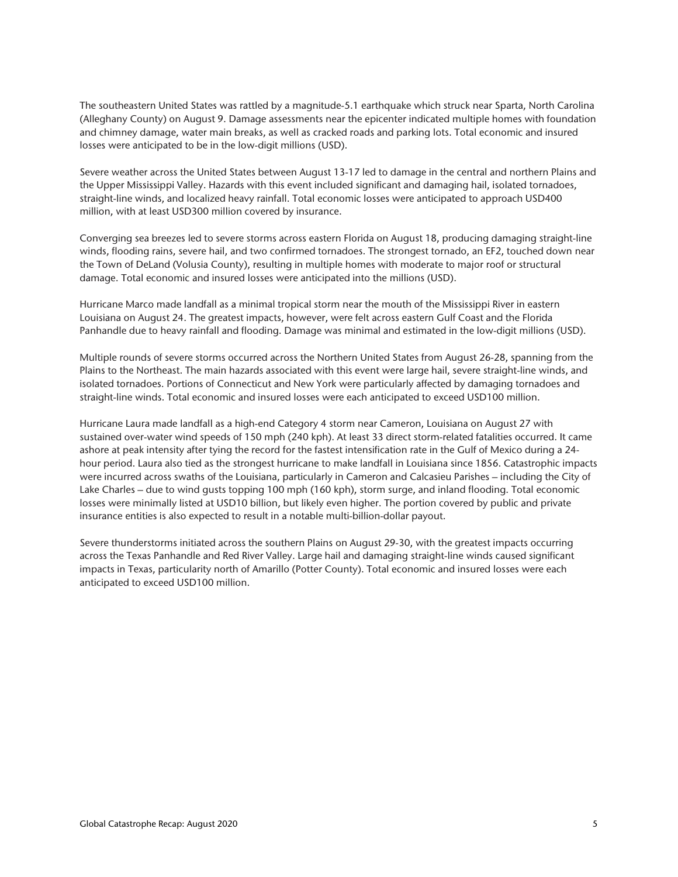The southeastern United States was rattled by a magnitude-5.1 earthquake which struck near Sparta, North Carolina (Alleghany County) on August 9. Damage assessments near the epicenter indicated multiple homes with foundation and chimney damage, water main breaks, as well as cracked roads and parking lots. Total economic and insured losses were anticipated to be in the low-digit millions (USD).

Severe weather across the United States between August 13-17 led to damage in the central and northern Plains and the Upper Mississippi Valley. Hazards with this event included significant and damaging hail, isolated tornadoes, straight-line winds, and localized heavy rainfall. Total economic losses were anticipated to approach USD400 million, with at least USD300 million covered by insurance.

Converging sea breezes led to severe storms across eastern Florida on August 18, producing damaging straight-line winds, flooding rains, severe hail, and two confirmed tornadoes. The strongest tornado, an EF2, touched down near the Town of DeLand (Volusia County), resulting in multiple homes with moderate to major roof or structural damage. Total economic and insured losses were anticipated into the millions (USD).

Hurricane Marco made landfall as a minimal tropical storm near the mouth of the Mississippi River in eastern Louisiana on August 24. The greatest impacts, however, were felt across eastern Gulf Coast and the Florida Panhandle due to heavy rainfall and flooding. Damage was minimal and estimated in the low-digit millions (USD).

Multiple rounds of severe storms occurred across the Northern United States from August 26-28, spanning from the Plains to the Northeast. The main hazards associated with this event were large hail, severe straight-line winds, and isolated tornadoes. Portions of Connecticut and New York were particularly affected by damaging tornadoes and straight-line winds. Total economic and insured losses were each anticipated to exceed USD100 million.

Hurricane Laura made landfall as a high-end Category 4 storm near Cameron, Louisiana on August 27 with sustained over-water wind speeds of 150 mph (240 kph). At least 33 direct storm-related fatalities occurred. It came ashore at peak intensity after tying the record for the fastest intensification rate in the Gulf of Mexico during a 24-hour period. Laura also tied as the strongest hurricane to make landfall in Louisiana since 1856. Catastrophic impacts were incurred across swaths of the Louisiana, particularly in Cameron and Calcasieu Parishes – including the City of Lake Charles – due to wind gusts topping 100 mph (160 kph), storm surge, and inland flooding. Total economic losses were minimally listed at USD10 billion, but likely even higher. The portion covered by public and private insurance entities is also expected to result in a notable multi-billion-dollar payout.

Severe thunderstorms initiated across the southern Plains on August 29-30, with the greatest impacts occurring across the Texas Panhandle and Red River Valley. Large hail and damaging straight-line winds caused significant impacts in Texas, particularity north of Amarillo (Potter County). Total economic and insured losses were each anticipated to exceed USD100 million.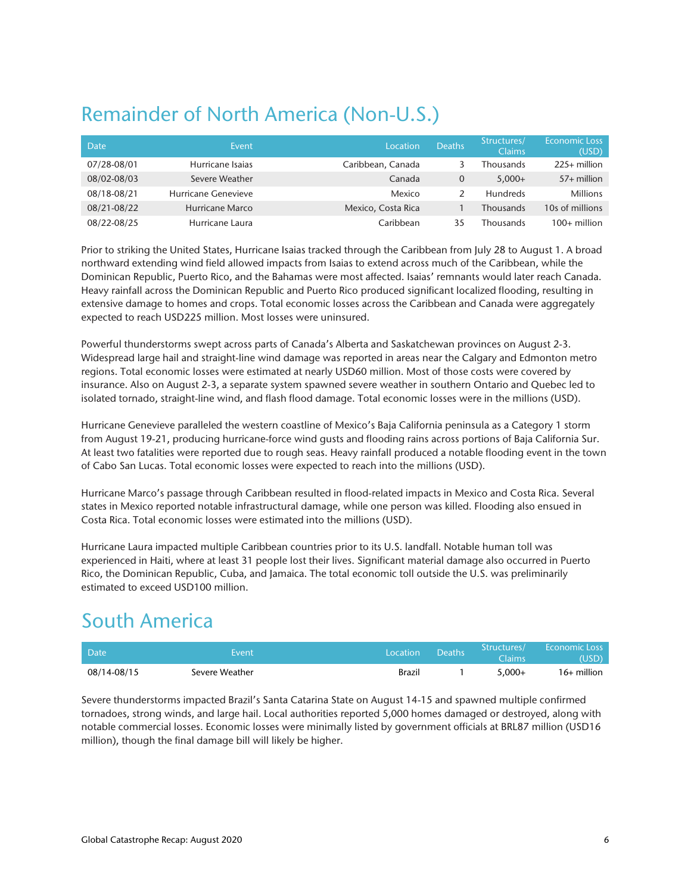# Remainder of North America (Non-U.S.)

| Date | Event | Location | Deaths | Structures/ Claims | Economic Loss (USD) |
|---|---|---|---|---|---|
| 07/28-08/01 | Hurricane Isaias | Caribbean, Canada | 3 | Thousands | 225+ million |
| 08/02-08/03 | Severe Weather | Canada | 0 | 5,000+ | 57+ million |
| 08/18-08/21 | Hurricane Genevieve | Mexico | 2 | Hundreds | Millions |
| 08/21-08/22 | Hurricane Marco | Mexico, Costa Rica | 1 | Thousands | 10s of millions |
| 08/22-08/25 | Hurricane Laura | Caribbean | 35 | Thousands | 100+ million |

Prior to striking the United States, Hurricane Isaias tracked through the Caribbean from July 28 to August 1. A broad northward extending wind field allowed impacts from Isaias to extend across much of the Caribbean, while the Dominican Republic, Puerto Rico, and the Bahamas were most affected. Isaias' remnants would later reach Canada. Heavy rainfall across the Dominican Republic and Puerto Rico produced significant localized flooding, resulting in extensive damage to homes and crops. Total economic losses across the Caribbean and Canada were aggregately expected to reach USD225 million. Most losses were uninsured.

Powerful thunderstorms swept across parts of Canada's Alberta and Saskatchewan provinces on August 2-3. Widespread large hail and straight-line wind damage was reported in areas near the Calgary and Edmonton metro regions. Total economic losses were estimated at nearly USD60 million. Most of those costs were covered by insurance. Also on August 2-3, a separate system spawned severe weather in southern Ontario and Quebec led to isolated tornado, straight-line wind, and flash flood damage. Total economic losses were in the millions (USD).

Hurricane Genevieve paralleled the western coastline of Mexico's Baja California peninsula as a Category 1 storm from August 19-21, producing hurricane-force wind gusts and flooding rains across portions of Baja California Sur. At least two fatalities were reported due to rough seas. Heavy rainfall produced a notable flooding event in the town of Cabo San Lucas. Total economic losses were expected to reach into the millions (USD).

Hurricane Marco's passage through Caribbean resulted in flood-related impacts in Mexico and Costa Rica. Several states in Mexico reported notable infrastructural damage, while one person was killed. Flooding also ensued in Costa Rica. Total economic losses were estimated into the millions (USD).

Hurricane Laura impacted multiple Caribbean countries prior to its U.S. landfall. Notable human toll was experienced in Haiti, where at least 31 people lost their lives. Significant material damage also occurred in Puerto Rico, the Dominican Republic, Cuba, and Jamaica. The total economic toll outside the U.S. was preliminarily estimated to exceed USD100 million.

# South America

| Date | Event | Location | Deaths | Structures/ Claims | Economic Loss (USD) |
|---|---|---|---|---|---|
| 08/14-08/15 | Severe Weather | Brazil | 1 | 5,000+ | 16+ million |

Severe thunderstorms impacted Brazil's Santa Catarina State on August 14-15 and spawned multiple confirmed tornadoes, strong winds, and large hail. Local authorities reported 5,000 homes damaged or destroyed, along with notable commercial losses. Economic losses were minimally listed by government officials at BRL87 million (USD16 million), though the final damage bill will likely be higher.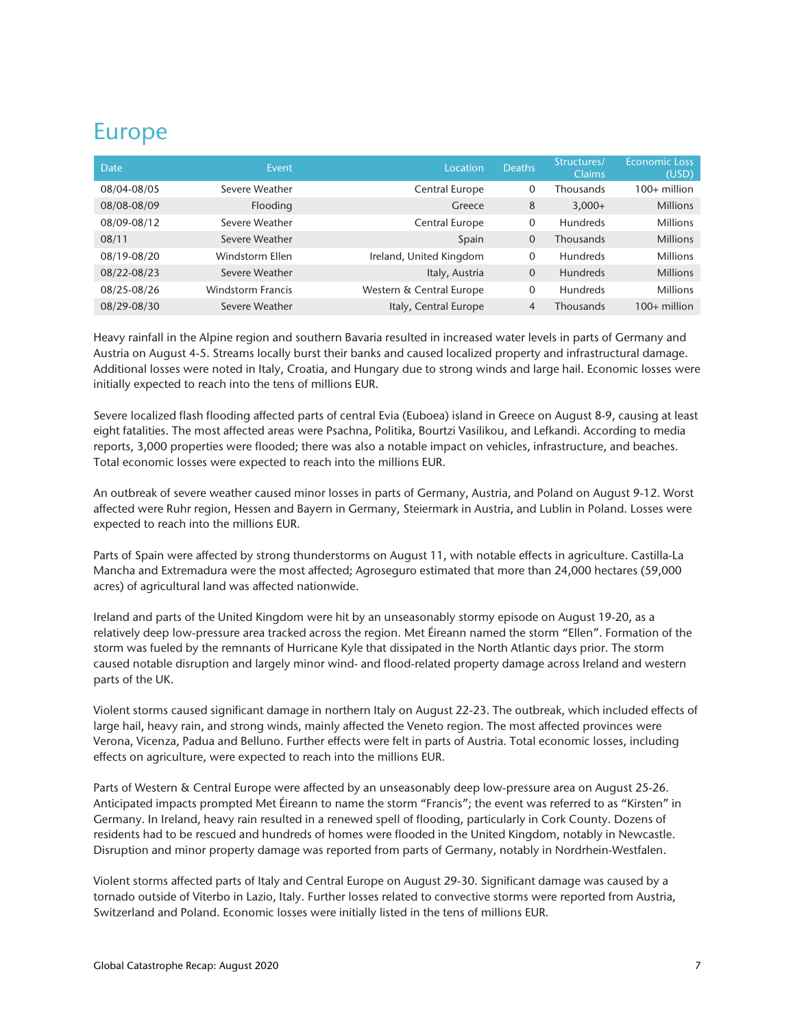# Europe

| Date | Event | Location | Deaths | Structures/ Claims | Economic Loss (USD) |
|---|---|---|---|---|---|
| 08/04-08/05 | Severe Weather | Central Europe | 0 | Thousands | 100+ million |
| 08/08-08/09 | Flooding | Greece | 8 | 3,000+ | Millions |
| 08/09-08/12 | Severe Weather | Central Europe | 0 | Hundreds | Millions |
| 08/11 | Severe Weather | Spain | 0 | Thousands | Millions |
| 08/19-08/20 | Windstorm Ellen | Ireland, United Kingdom | 0 | Hundreds | Millions |
| 08/22-08/23 | Severe Weather | Italy, Austria | 0 | Hundreds | Millions |
| 08/25-08/26 | Windstorm Francis | Western & Central Europe | 0 | Hundreds | Millions |
| 08/29-08/30 | Severe Weather | Italy, Central Europe | 4 | Thousands | 100+ million |

Heavy rainfall in the Alpine region and southern Bavaria resulted in increased water levels in parts of Germany and Austria on August 4-5. Streams locally burst their banks and caused localized property and infrastructural damage. Additional losses were noted in Italy, Croatia, and Hungary due to strong winds and large hail. Economic losses were initially expected to reach into the tens of millions EUR.

Severe localized flash flooding affected parts of central Evia (Euboea) island in Greece on August 8-9, causing at least eight fatalities. The most affected areas were Psachna, Politika, Bourtzi Vasilikou, and Lefkandi. According to media reports, 3,000 properties were flooded; there was also a notable impact on vehicles, infrastructure, and beaches. Total economic losses were expected to reach into the millions EUR.

An outbreak of severe weather caused minor losses in parts of Germany, Austria, and Poland on August 9-12. Worst affected were Ruhr region, Hessen and Bayern in Germany, Steiermark in Austria, and Lublin in Poland. Losses were expected to reach into the millions EUR.

Parts of Spain were affected by strong thunderstorms on August 11, with notable effects in agriculture. Castilla-La Mancha and Extremadura were the most affected; Agroseguro estimated that more than 24,000 hectares (59,000 acres) of agricultural land was affected nationwide.

Ireland and parts of the United Kingdom were hit by an unseasonably stormy episode on August 19-20, as a relatively deep low-pressure area tracked across the region. Met Éireann named the storm "Ellen". Formation of the storm was fueled by the remnants of Hurricane Kyle that dissipated in the North Atlantic days prior. The storm caused notable disruption and largely minor wind- and flood-related property damage across Ireland and western parts of the UK.

Violent storms caused significant damage in northern Italy on August 22-23. The outbreak, which included effects of large hail, heavy rain, and strong winds, mainly affected the Veneto region. The most affected provinces were Verona, Vicenza, Padua and Belluno. Further effects were felt in parts of Austria. Total economic losses, including effects on agriculture, were expected to reach into the millions EUR.

Parts of Western & Central Europe were affected by an unseasonably deep low-pressure area on August 25-26. Anticipated impacts prompted Met Éireann to name the storm "Francis"; the event was referred to as "Kirsten" in Germany. In Ireland, heavy rain resulted in a renewed spell of flooding, particularly in Cork County. Dozens of residents had to be rescued and hundreds of homes were flooded in the United Kingdom, notably in Newcastle. Disruption and minor property damage was reported from parts of Germany, notably in Nordrhein-Westfalen.

Violent storms affected parts of Italy and Central Europe on August 29-30. Significant damage was caused by a tornado outside of Viterbo in Lazio, Italy. Further losses related to convective storms were reported from Austria, Switzerland and Poland. Economic losses were initially listed in the tens of millions EUR.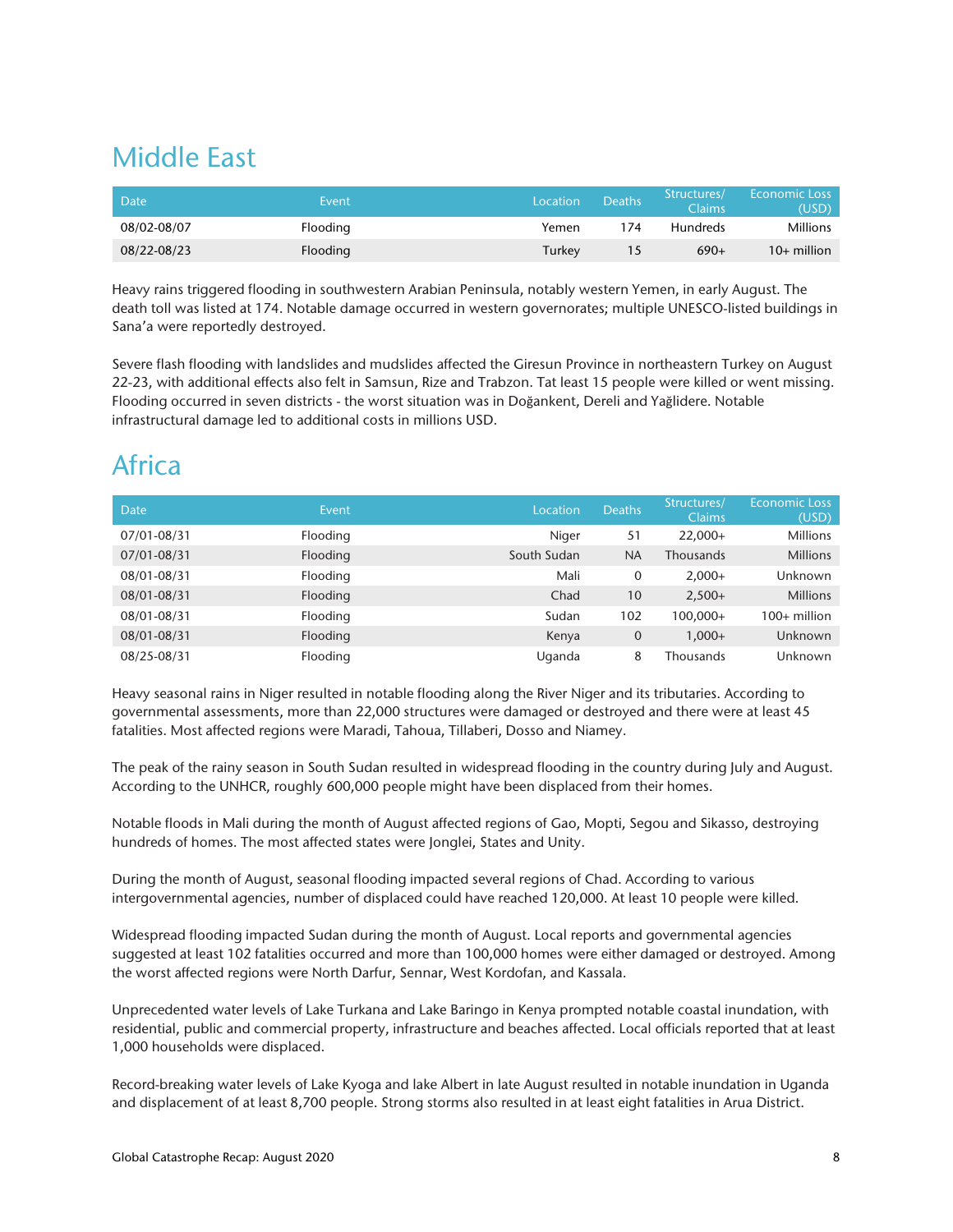# Middle East

| Date | Event | Location | Deaths | Structures/ Claims | Economic Loss (USD) |
|---|---|---|---|---|---|
| 08/02-08/07 | Flooding | Yemen | 174 | Hundreds | Millions |
| 08/22-08/23 | Flooding | Turkey | 15 | 690+ | 10+ million |

Heavy rains triggered flooding in southwestern Arabian Peninsula, notably western Yemen, in early August. The death toll was listed at 174. Notable damage occurred in western governorates; multiple UNESCO-listed buildings in Sana'a were reportedly destroyed.

Severe flash flooding with landslides and mudslides affected the Giresun Province in northeastern Turkey on August 22-23, with additional effects also felt in Samsun, Rize and Trabzon. Tat least 15 people were killed or went missing. Flooding occurred in seven districts - the worst situation was in Doğankent, Dereli and Yağlidere. Notable infrastructural damage led to additional costs in millions USD.

# Africa

| Date | Event | Location | Deaths | Structures/ Claims | Economic Loss (USD) |
|---|---|---|---|---|---|
| 07/01-08/31 | Flooding | Niger | 51 | 22,000+ | Millions |
| 07/01-08/31 | Flooding | South Sudan | NA | Thousands | Millions |
| 08/01-08/31 | Flooding | Mali | 0 | 2,000+ | Unknown |
| 08/01-08/31 | Flooding | Chad | 10 | 2,500+ | Millions |
| 08/01-08/31 | Flooding | Sudan | 102 | 100,000+ | 100+ million |
| 08/01-08/31 | Flooding | Kenya | 0 | 1,000+ | Unknown |
| 08/25-08/31 | Flooding | Uganda | 8 | Thousands | Unknown |

Heavy seasonal rains in Niger resulted in notable flooding along the River Niger and its tributaries. According to governmental assessments, more than 22,000 structures were damaged or destroyed and there were at least 45 fatalities. Most affected regions were Maradi, Tahoua, Tillaberi, Dosso and Niamey.

The peak of the rainy season in South Sudan resulted in widespread flooding in the country during July and August. According to the UNHCR, roughly 600,000 people might have been displaced from their homes.

Notable floods in Mali during the month of August affected regions of Gao, Mopti, Segou and Sikasso, destroying hundreds of homes. The most affected states were Jonglei, States and Unity.

During the month of August, seasonal flooding impacted several regions of Chad. According to various intergovernmental agencies, number of displaced could have reached 120,000. At least 10 people were killed.

Widespread flooding impacted Sudan during the month of August. Local reports and governmental agencies suggested at least 102 fatalities occurred and more than 100,000 homes were either damaged or destroyed. Among the worst affected regions were North Darfur, Sennar, West Kordofan, and Kassala.

Unprecedented water levels of Lake Turkana and Lake Baringo in Kenya prompted notable coastal inundation, with residential, public and commercial property, infrastructure and beaches affected. Local officials reported that at least 1,000 households were displaced.

Record-breaking water levels of Lake Kyoga and lake Albert in late August resulted in notable inundation in Uganda and displacement of at least 8,700 people. Strong storms also resulted in at least eight fatalities in Arua District.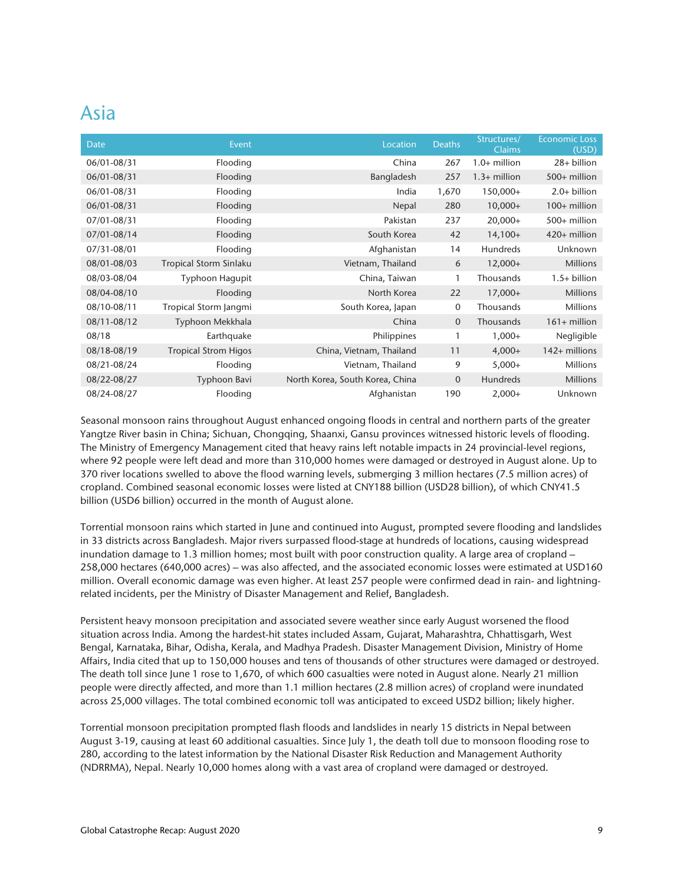## Asia

| Date | Event | Location | Deaths | Structures/ Claims | Economic Loss (USD) |
|---|---|---|---|---|---|
| 06/01-08/31 | Flooding | China | 267 | 1.0+ million | 28+ billion |
| 06/01-08/31 | Flooding | Bangladesh | 257 | 1.3+ million | 500+ million |
| 06/01-08/31 | Flooding | India | 1,670 | 150,000+ | 2.0+ billion |
| 06/01-08/31 | Flooding | Nepal | 280 | 10,000+ | 100+ million |
| 07/01-08/31 | Flooding | Pakistan | 237 | 20,000+ | 500+ million |
| 07/01-08/14 | Flooding | South Korea | 42 | 14,100+ | 420+ million |
| 07/31-08/01 | Flooding | Afghanistan | 14 | Hundreds | Unknown |
| 08/01-08/03 | Tropical Storm Sinlaku | Vietnam, Thailand | 6 | 12,000+ | Millions |
| 08/03-08/04 | Typhoon Hagupit | China, Taiwan | 1 | Thousands | 1.5+ billion |
| 08/04-08/10 | Flooding | North Korea | 22 | 17,000+ | Millions |
| 08/10-08/11 | Tropical Storm Jangmi | South Korea, Japan | 0 | Thousands | Millions |
| 08/11-08/12 | Typhoon Mekkhala | China | 0 | Thousands | 161+ million |
| 08/18 | Earthquake | Philippines | 1 | 1,000+ | Negligible |
| 08/18-08/19 | Tropical Strom Higos | China, Vietnam, Thailand | 11 | 4,000+ | 142+ millions |
| 08/21-08/24 | Flooding | Vietnam, Thailand | 9 | 5,000+ | Millions |
| 08/22-08/27 | Typhoon Bavi | North Korea, South Korea, China | 0 | Hundreds | Millions |
| 08/24-08/27 | Flooding | Afghanistan | 190 | 2,000+ | Unknown |

Seasonal monsoon rains throughout August enhanced ongoing floods in central and northern parts of the greater Yangtze River basin in China; Sichuan, Chongqing, Shaanxi, Gansu provinces witnessed historic levels of flooding. The Ministry of Emergency Management cited that heavy rains left notable impacts in 24 provincial-level regions, where 92 people were left dead and more than 310,000 homes were damaged or destroyed in August alone. Up to 370 river locations swelled to above the flood warning levels, submerging 3 million hectares (7.5 million acres) of cropland. Combined seasonal economic losses were listed at CNY188 billion (USD28 billion), of which CNY41.5 billion (USD6 billion) occurred in the month of August alone.

Torrential monsoon rains which started in June and continued into August, prompted severe flooding and landslides in 33 districts across Bangladesh. Major rivers surpassed flood-stage at hundreds of locations, causing widespread inundation damage to 1.3 million homes; most built with poor construction quality. A large area of cropland – 258,000 hectares (640,000 acres) – was also affected, and the associated economic losses were estimated at USD160 million. Overall economic damage was even higher. At least 257 people were confirmed dead in rain- and lightning-related incidents, per the Ministry of Disaster Management and Relief, Bangladesh.

Persistent heavy monsoon precipitation and associated severe weather since early August worsened the flood situation across India. Among the hardest-hit states included Assam, Gujarat, Maharashtra, Chhattisgarh, West Bengal, Karnataka, Bihar, Odisha, Kerala, and Madhya Pradesh. Disaster Management Division, Ministry of Home Affairs, India cited that up to 150,000 houses and tens of thousands of other structures were damaged or destroyed. The death toll since June 1 rose to 1,670, of which 600 casualties were noted in August alone. Nearly 21 million people were directly affected, and more than 1.1 million hectares (2.8 million acres) of cropland were inundated across 25,000 villages. The total combined economic toll was anticipated to exceed USD2 billion; likely higher.

Torrential monsoon precipitation prompted flash floods and landslides in nearly 15 districts in Nepal between August 3-19, causing at least 60 additional casualties. Since July 1, the death toll due to monsoon flooding rose to 280, according to the latest information by the National Disaster Risk Reduction and Management Authority (NDRRMA), Nepal. Nearly 10,000 homes along with a vast area of cropland were damaged or destroyed.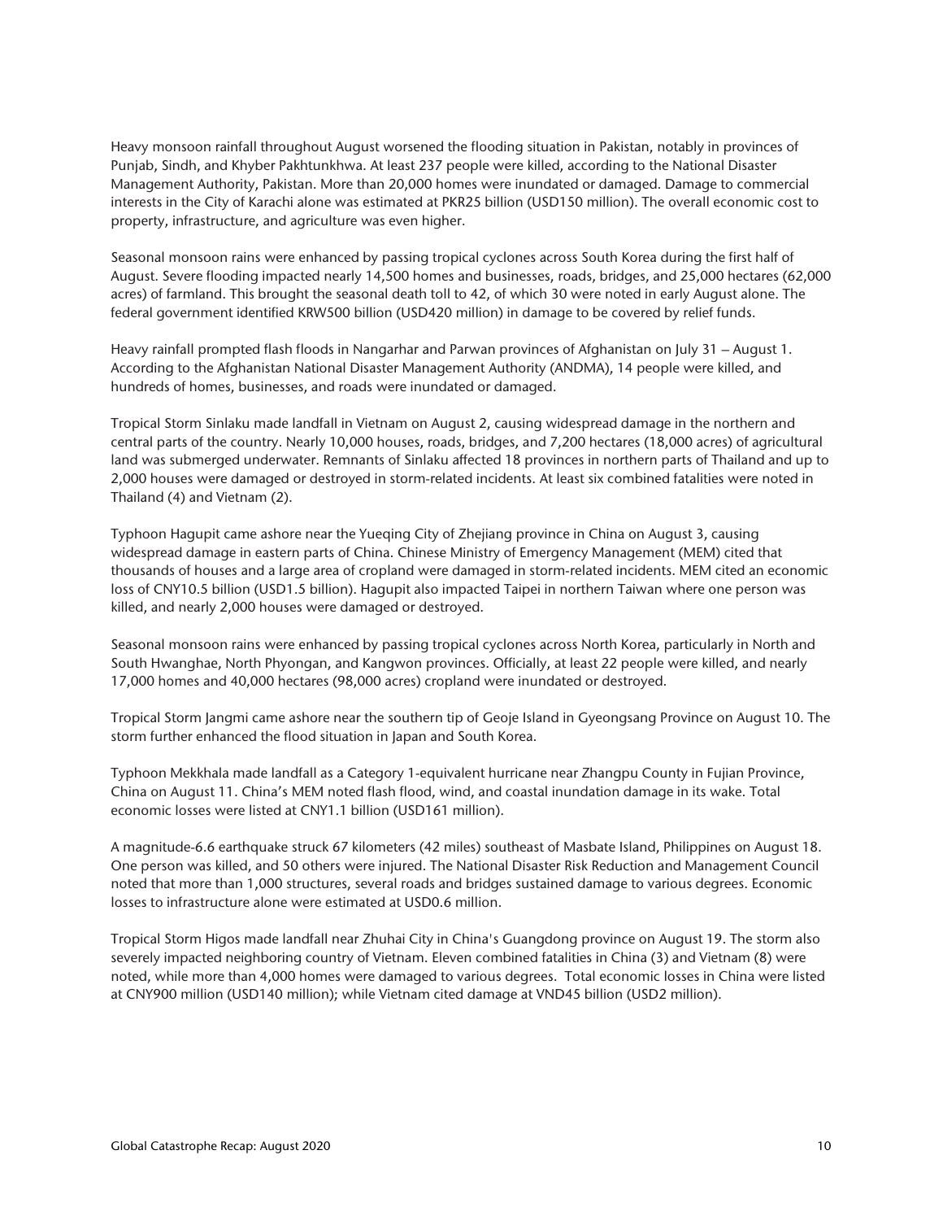Heavy monsoon rainfall throughout August worsened the flooding situation in Pakistan, notably in provinces of Punjab, Sindh, and Khyber Pakhtunkhwa. At least 237 people were killed, according to the National Disaster Management Authority, Pakistan. More than 20,000 homes were inundated or damaged. Damage to commercial interests in the City of Karachi alone was estimated at PKR25 billion (USD150 million). The overall economic cost to property, infrastructure, and agriculture was even higher.

Seasonal monsoon rains were enhanced by passing tropical cyclones across South Korea during the first half of August. Severe flooding impacted nearly 14,500 homes and businesses, roads, bridges, and 25,000 hectares (62,000 acres) of farmland. This brought the seasonal death toll to 42, of which 30 were noted in early August alone. The federal government identified KRW500 billion (USD420 million) in damage to be covered by relief funds.

Heavy rainfall prompted flash floods in Nangarhar and Parwan provinces of Afghanistan on July 31 – August 1. According to the Afghanistan National Disaster Management Authority (ANDMA), 14 people were killed, and hundreds of homes, businesses, and roads were inundated or damaged.

Tropical Storm Sinlaku made landfall in Vietnam on August 2, causing widespread damage in the northern and central parts of the country. Nearly 10,000 houses, roads, bridges, and 7,200 hectares (18,000 acres) of agricultural land was submerged underwater. Remnants of Sinlaku affected 18 provinces in northern parts of Thailand and up to 2,000 houses were damaged or destroyed in storm-related incidents. At least six combined fatalities were noted in Thailand (4) and Vietnam (2).

Typhoon Hagupit came ashore near the Yueqing City of Zhejiang province in China on August 3, causing widespread damage in eastern parts of China. Chinese Ministry of Emergency Management (MEM) cited that thousands of houses and a large area of cropland were damaged in storm-related incidents. MEM cited an economic loss of CNY10.5 billion (USD1.5 billion). Hagupit also impacted Taipei in northern Taiwan where one person was killed, and nearly 2,000 houses were damaged or destroyed.

Seasonal monsoon rains were enhanced by passing tropical cyclones across North Korea, particularly in North and South Hwanghae, North Phyongan, and Kangwon provinces. Officially, at least 22 people were killed, and nearly 17,000 homes and 40,000 hectares (98,000 acres) cropland were inundated or destroyed.

Tropical Storm Jangmi came ashore near the southern tip of Geoje Island in Gyeongsang Province on August 10. The storm further enhanced the flood situation in Japan and South Korea.

Typhoon Mekkhala made landfall as a Category 1-equivalent hurricane near Zhangpu County in Fujian Province, China on August 11. China's MEM noted flash flood, wind, and coastal inundation damage in its wake. Total economic losses were listed at CNY1.1 billion (USD161 million).

A magnitude-6.6 earthquake struck 67 kilometers (42 miles) southeast of Masbate Island, Philippines on August 18. One person was killed, and 50 others were injured. The National Disaster Risk Reduction and Management Council noted that more than 1,000 structures, several roads and bridges sustained damage to various degrees. Economic losses to infrastructure alone were estimated at USD0.6 million.

Tropical Storm Higos made landfall near Zhuhai City in China's Guangdong province on August 19. The storm also severely impacted neighboring country of Vietnam. Eleven combined fatalities in China (3) and Vietnam (8) were noted, while more than 4,000 homes were damaged to various degrees. Total economic losses in China were listed at CNY900 million (USD140 million); while Vietnam cited damage at VND45 billion (USD2 million).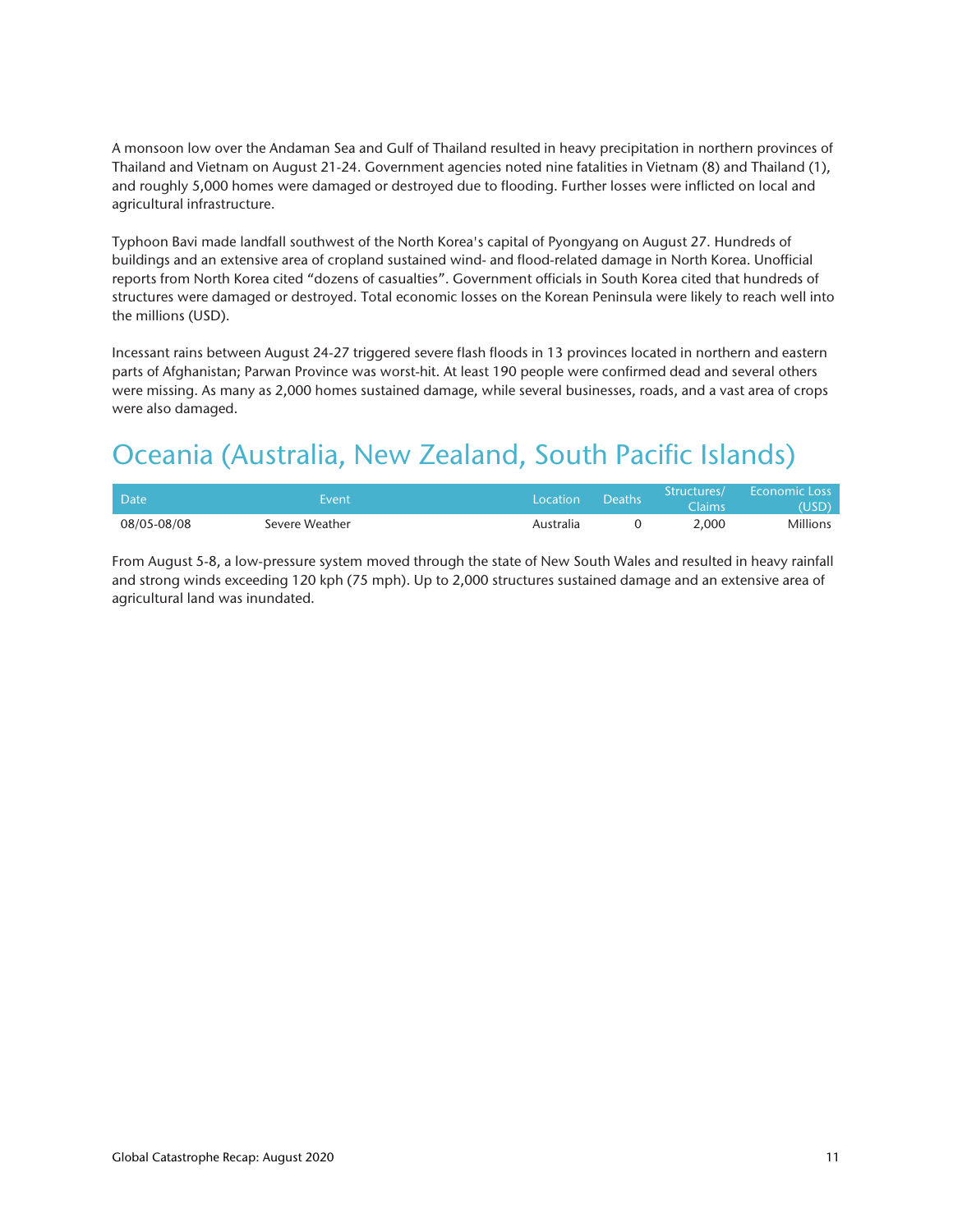A monsoon low over the Andaman Sea and Gulf of Thailand resulted in heavy precipitation in northern provinces of Thailand and Vietnam on August 21-24. Government agencies noted nine fatalities in Vietnam (8) and Thailand (1), and roughly 5,000 homes were damaged or destroyed due to flooding. Further losses were inflicted on local and agricultural infrastructure.

Typhoon Bavi made landfall southwest of the North Korea's capital of Pyongyang on August 27. Hundreds of buildings and an extensive area of cropland sustained wind- and flood-related damage in North Korea. Unofficial reports from North Korea cited "dozens of casualties". Government officials in South Korea cited that hundreds of structures were damaged or destroyed. Total economic losses on the Korean Peninsula were likely to reach well into the millions (USD).

Incessant rains between August 24-27 triggered severe flash floods in 13 provinces located in northern and eastern parts of Afghanistan; Parwan Province was worst-hit. At least 190 people were confirmed dead and several others were missing. As many as 2,000 homes sustained damage, while several businesses, roads, and a vast area of crops were also damaged.

## Oceania (Australia, New Zealand, South Pacific Islands)

| Date | Event | Location | Deaths | Structures/ Claims | Economic Loss (USD) |
|---|---|---|---|---|---|
| 08/05-08/08 | Severe Weather | Australia | 0 | 2,000 | Millions |

From August 5-8, a low-pressure system moved through the state of New South Wales and resulted in heavy rainfall and strong winds exceeding 120 kph (75 mph). Up to 2,000 structures sustained damage and an extensive area of agricultural land was inundated.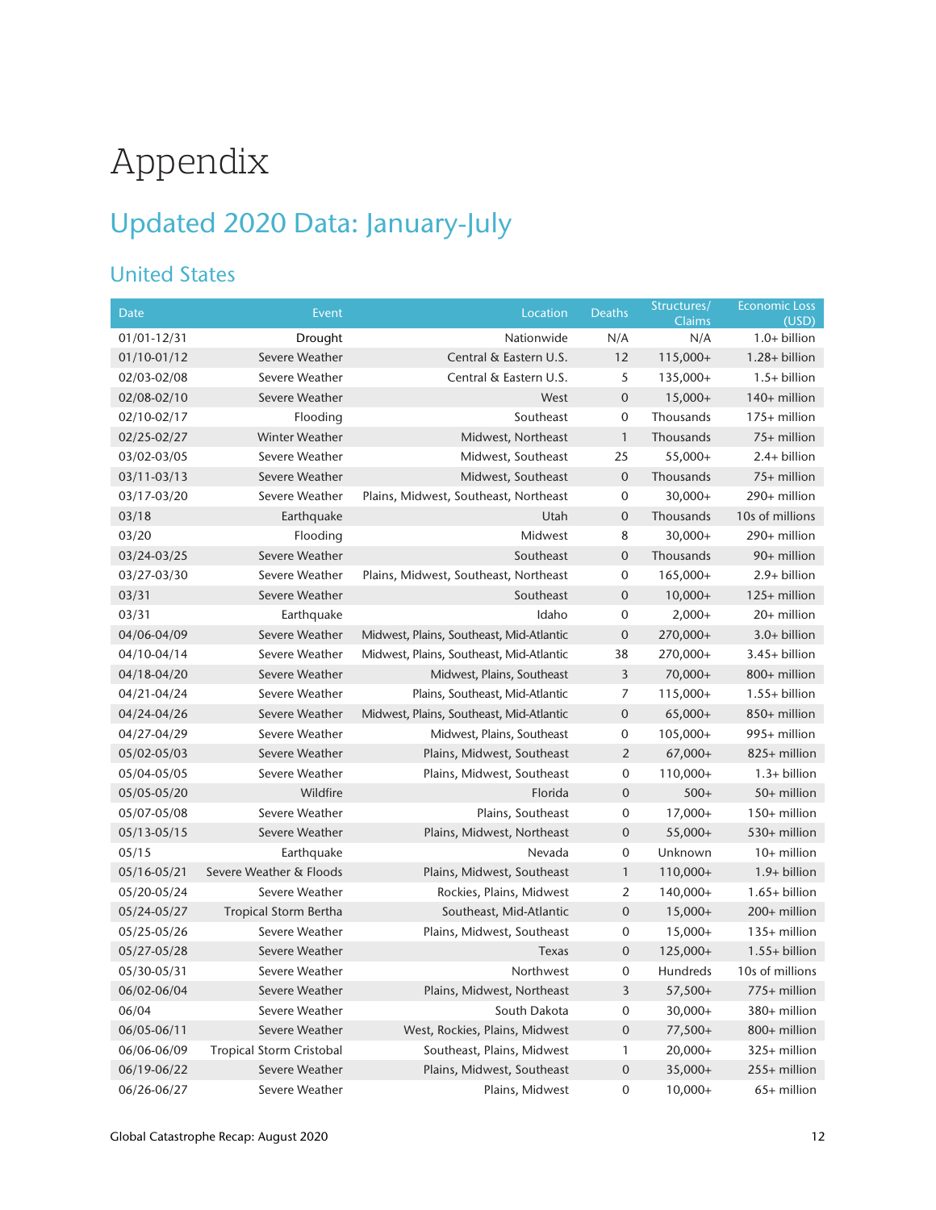# Appendix

## Updated 2020 Data: January-July

### United States

| Date | Event | Location | Deaths | Structures/ Claims | Economic Loss (USD) |
|---|---|---|---|---|---|
| 01/01-12/31 | Drought | Nationwide | N/A | N/A | 1.0+ billion |
| 01/10-01/12 | Severe Weather | Central & Eastern U.S. | 12 | 115,000+ | 1.28+ billion |
| 02/03-02/08 | Severe Weather | Central & Eastern U.S. | 5 | 135,000+ | 1.5+ billion |
| 02/08-02/10 | Severe Weather | West | 0 | 15,000+ | 140+ million |
| 02/10-02/17 | Flooding | Southeast | 0 | Thousands | 175+ million |
| 02/25-02/27 | Winter Weather | Midwest, Northeast | 1 | Thousands | 75+ million |
| 03/02-03/05 | Severe Weather | Midwest, Southeast | 25 | 55,000+ | 2.4+ billion |
| 03/11-03/13 | Severe Weather | Midwest, Southeast | 0 | Thousands | 75+ million |
| 03/17-03/20 | Severe Weather | Plains, Midwest, Southeast, Northeast | 0 | 30,000+ | 290+ million |
| 03/18 | Earthquake | Utah | 0 | Thousands | 10s of millions |
| 03/20 | Flooding | Midwest | 8 | 30,000+ | 290+ million |
| 03/24-03/25 | Severe Weather | Southeast | 0 | Thousands | 90+ million |
| 03/27-03/30 | Severe Weather | Plains, Midwest, Southeast, Northeast | 0 | 165,000+ | 2.9+ billion |
| 03/31 | Severe Weather | Southeast | 0 | 10,000+ | 125+ million |
| 03/31 | Earthquake | Idaho | 0 | 2,000+ | 20+ million |
| 04/06-04/09 | Severe Weather | Midwest, Plains, Southeast, Mid-Atlantic | 0 | 270,000+ | 3.0+ billion |
| 04/10-04/14 | Severe Weather | Midwest, Plains, Southeast, Mid-Atlantic | 38 | 270,000+ | 3.45+ billion |
| 04/18-04/20 | Severe Weather | Midwest, Plains, Southeast | 3 | 70,000+ | 800+ million |
| 04/21-04/24 | Severe Weather | Plains, Southeast, Mid-Atlantic | 7 | 115,000+ | 1.55+ billion |
| 04/24-04/26 | Severe Weather | Midwest, Plains, Southeast, Mid-Atlantic | 0 | 65,000+ | 850+ million |
| 04/27-04/29 | Severe Weather | Midwest, Plains, Southeast | 0 | 105,000+ | 995+ million |
| 05/02-05/03 | Severe Weather | Plains, Midwest, Southeast | 2 | 67,000+ | 825+ million |
| 05/04-05/05 | Severe Weather | Plains, Midwest, Southeast | 0 | 110,000+ | 1.3+ billion |
| 05/05-05/20 | Wildfire | Florida | 0 | 500+ | 50+ million |
| 05/07-05/08 | Severe Weather | Plains, Southeast | 0 | 17,000+ | 150+ million |
| 05/13-05/15 | Severe Weather | Plains, Midwest, Northeast | 0 | 55,000+ | 530+ million |
| 05/15 | Earthquake | Nevada | 0 | Unknown | 10+ million |
| 05/16-05/21 | Severe Weather & Floods | Plains, Midwest, Southeast | 1 | 110,000+ | 1.9+ billion |
| 05/20-05/24 | Severe Weather | Rockies, Plains, Midwest | 2 | 140,000+ | 1.65+ billion |
| 05/24-05/27 | Tropical Storm Bertha | Southeast, Mid-Atlantic | 0 | 15,000+ | 200+ million |
| 05/25-05/26 | Severe Weather | Plains, Midwest, Southeast | 0 | 15,000+ | 135+ million |
| 05/27-05/28 | Severe Weather | Texas | 0 | 125,000+ | 1.55+ billion |
| 05/30-05/31 | Severe Weather | Northwest | 0 | Hundreds | 10s of millions |
| 06/02-06/04 | Severe Weather | Plains, Midwest, Northeast | 3 | 57,500+ | 775+ million |
| 06/04 | Severe Weather | South Dakota | 0 | 30,000+ | 380+ million |
| 06/05-06/11 | Severe Weather | West, Rockies, Plains, Midwest | 0 | 77,500+ | 800+ million |
| 06/06-06/09 | Tropical Storm Cristobal | Southeast, Plains, Midwest | 1 | 20,000+ | 325+ million |
| 06/19-06/22 | Severe Weather | Plains, Midwest, Southeast | 0 | 35,000+ | 255+ million |
| 06/26-06/27 | Severe Weather | Plains, Midwest | 0 | 10,000+ | 65+ million |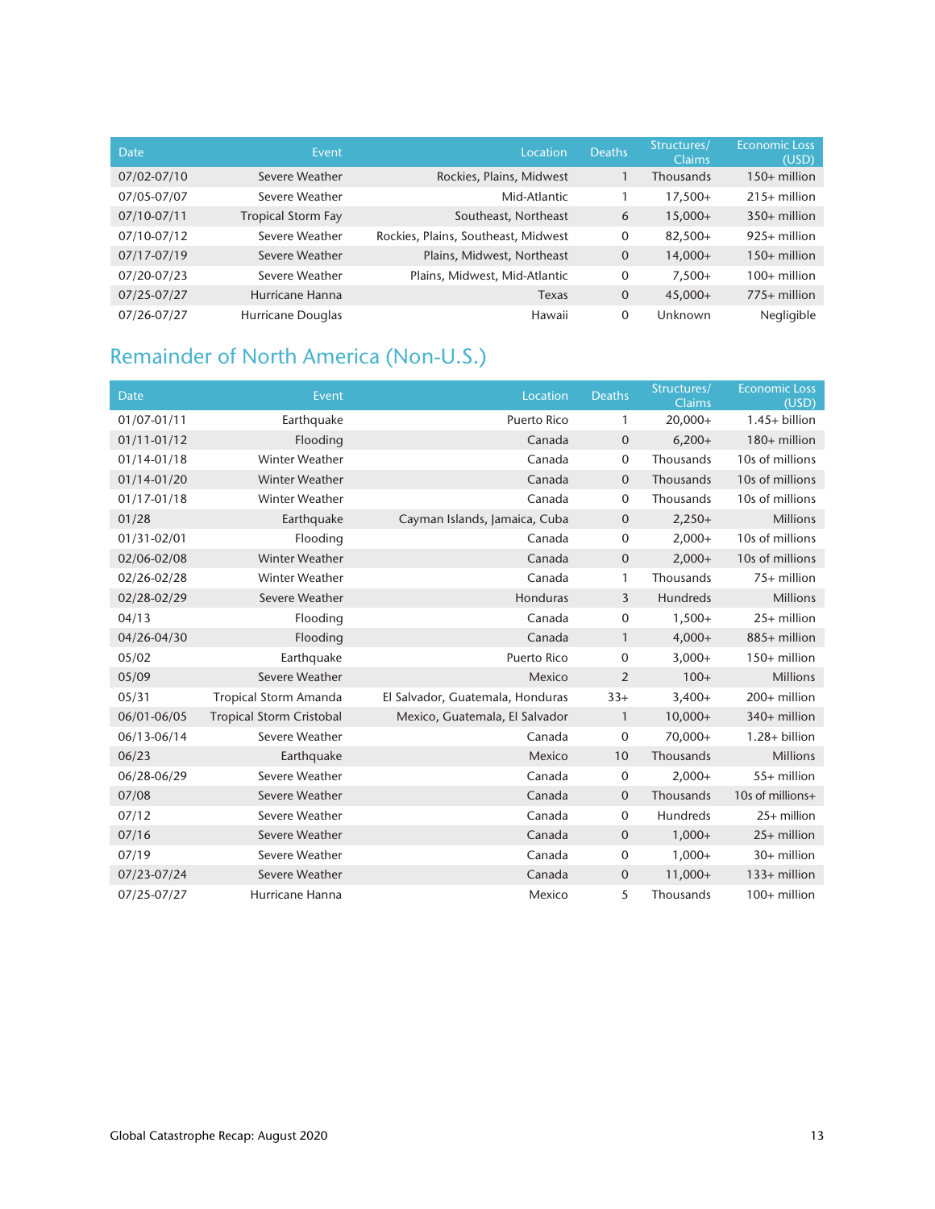| Date | Event | Location | Deaths | Structures/ Claims | Economic Loss (USD) |
|---|---|---|---|---|---|
| 07/02-07/10 | Severe Weather | Rockies, Plains, Midwest | 1 | Thousands | 150+ million |
| 07/05-07/07 | Severe Weather | Mid-Atlantic | 1 | 17,500+ | 215+ million |
| 07/10-07/11 | Tropical Storm Fay | Southeast, Northeast | 6 | 15,000+ | 350+ million |
| 07/10-07/12 | Severe Weather | Rockies, Plains, Southeast, Midwest | 0 | 82,500+ | 925+ million |
| 07/17-07/19 | Severe Weather | Plains, Midwest, Northeast | 0 | 14,000+ | 150+ million |
| 07/20-07/23 | Severe Weather | Plains, Midwest, Mid-Atlantic | 0 | 7,500+ | 100+ million |
| 07/25-07/27 | Hurricane Hanna | Texas | 0 | 45,000+ | 775+ million |
| 07/26-07/27 | Hurricane Douglas | Hawaii | 0 | Unknown | Negligible |

## Remainder of North America (Non-U.S.)

| Date | Event | Location | Deaths | Structures/ Claims | Economic Loss (USD) |
|---|---|---|---|---|---|
| 01/07-01/11 | Earthquake | Puerto Rico | 1 | 20,000+ | 1.45+ billion |
| 01/11-01/12 | Flooding | Canada | 0 | 6,200+ | 180+ million |
| 01/14-01/18 | Winter Weather | Canada | 0 | Thousands | 10s of millions |
| 01/14-01/20 | Winter Weather | Canada | 0 | Thousands | 10s of millions |
| 01/17-01/18 | Winter Weather | Canada | 0 | Thousands | 10s of millions |
| 01/28 | Earthquake | Cayman Islands, Jamaica, Cuba | 0 | 2,250+ | Millions |
| 01/31-02/01 | Flooding | Canada | 0 | 2,000+ | 10s of millions |
| 02/06-02/08 | Winter Weather | Canada | 0 | 2,000+ | 10s of millions |
| 02/26-02/28 | Winter Weather | Canada | 1 | Thousands | 75+ million |
| 02/28-02/29 | Severe Weather | Honduras | 3 | Hundreds | Millions |
| 04/13 | Flooding | Canada | 0 | 1,500+ | 25+ million |
| 04/26-04/30 | Flooding | Canada | 1 | 4,000+ | 885+ million |
| 05/02 | Earthquake | Puerto Rico | 0 | 3,000+ | 150+ million |
| 05/09 | Severe Weather | Mexico | 2 | 100+ | Millions |
| 05/31 | Tropical Storm Amanda | El Salvador, Guatemala, Honduras | 33+ | 3,400+ | 200+ million |
| 06/01-06/05 | Tropical Storm Cristobal | Mexico, Guatemala, El Salvador | 1 | 10,000+ | 340+ million |
| 06/13-06/14 | Severe Weather | Canada | 0 | 70,000+ | 1.28+ billion |
| 06/23 | Earthquake | Mexico | 10 | Thousands | Millions |
| 06/28-06/29 | Severe Weather | Canada | 0 | 2,000+ | 55+ million |
| 07/08 | Severe Weather | Canada | 0 | Thousands | 10s of millions+ |
| 07/12 | Severe Weather | Canada | 0 | Hundreds | 25+ million |
| 07/16 | Severe Weather | Canada | 0 | 1,000+ | 25+ million |
| 07/19 | Severe Weather | Canada | 0 | 1,000+ | 30+ million |
| 07/23-07/24 | Severe Weather | Canada | 0 | 11,000+ | 133+ million |
| 07/25-07/27 | Hurricane Hanna | Mexico | 5 | Thousands | 100+ million |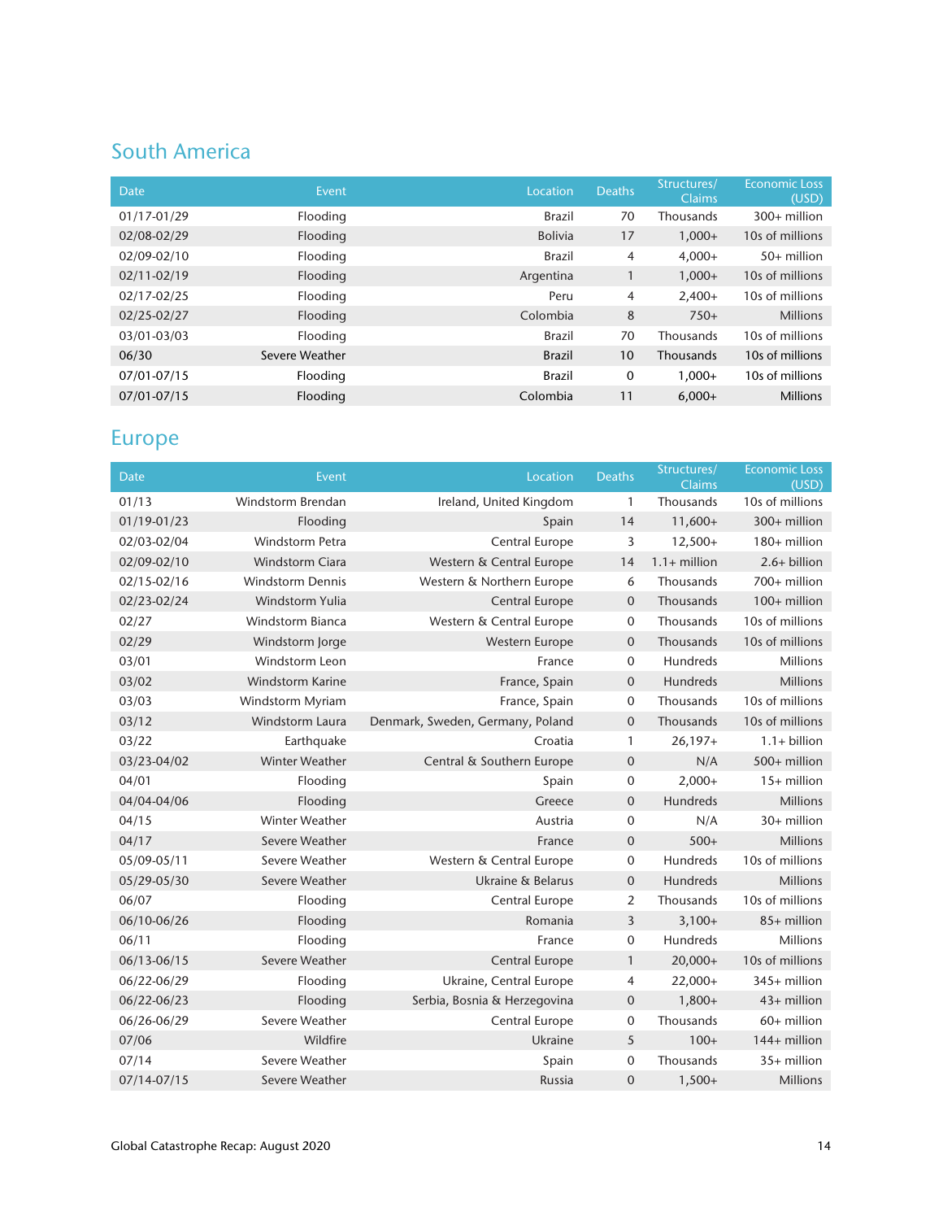## South America

| Date | Event | Location | Deaths | Structures/ Claims | Economic Loss (USD) |
|---|---|---|---|---|---|
| 01/17-01/29 | Flooding | Brazil | 70 | Thousands | 300+ million |
| 02/08-02/29 | Flooding | Bolivia | 17 | 1,000+ | 10s of millions |
| 02/09-02/10 | Flooding | Brazil | 4 | 4,000+ | 50+ million |
| 02/11-02/19 | Flooding | Argentina | 1 | 1,000+ | 10s of millions |
| 02/17-02/25 | Flooding | Peru | 4 | 2,400+ | 10s of millions |
| 02/25-02/27 | Flooding | Colombia | 8 | 750+ | Millions |
| 03/01-03/03 | Flooding | Brazil | 70 | Thousands | 10s of millions |
| 06/30 | Severe Weather | Brazil | 10 | Thousands | 10s of millions |
| 07/01-07/15 | Flooding | Brazil | 0 | 1,000+ | 10s of millions |
| 07/01-07/15 | Flooding | Colombia | 11 | 6,000+ | Millions |

## Europe

| Date | Event | Location | Deaths | Structures/ Claims | Economic Loss (USD) |
|---|---|---|---|---|---|
| 01/13 | Windstorm Brendan | Ireland, United Kingdom | 1 | Thousands | 10s of millions |
| 01/19-01/23 | Flooding | Spain | 14 | 11,600+ | 300+ million |
| 02/03-02/04 | Windstorm Petra | Central Europe | 3 | 12,500+ | 180+ million |
| 02/09-02/10 | Windstorm Ciara | Western & Central Europe | 14 | 1.1+ million | 2.6+ billion |
| 02/15-02/16 | Windstorm Dennis | Western & Northern Europe | 6 | Thousands | 700+ million |
| 02/23-02/24 | Windstorm Yulia | Central Europe | 0 | Thousands | 100+ million |
| 02/27 | Windstorm Bianca | Western & Central Europe | 0 | Thousands | 10s of millions |
| 02/29 | Windstorm Jorge | Western Europe | 0 | Thousands | 10s of millions |
| 03/01 | Windstorm Leon | France | 0 | Hundreds | Millions |
| 03/02 | Windstorm Karine | France, Spain | 0 | Hundreds | Millions |
| 03/03 | Windstorm Myriam | France, Spain | 0 | Thousands | 10s of millions |
| 03/12 | Windstorm Laura | Denmark, Sweden, Germany, Poland | 0 | Thousands | 10s of millions |
| 03/22 | Earthquake | Croatia | 1 | 26,197+ | 1.1+ billion |
| 03/23-04/02 | Winter Weather | Central & Southern Europe | 0 | N/A | 500+ million |
| 04/01 | Flooding | Spain | 0 | 2,000+ | 15+ million |
| 04/04-04/06 | Flooding | Greece | 0 | Hundreds | Millions |
| 04/15 | Winter Weather | Austria | 0 | N/A | 30+ million |
| 04/17 | Severe Weather | France | 0 | 500+ | Millions |
| 05/09-05/11 | Severe Weather | Western & Central Europe | 0 | Hundreds | 10s of millions |
| 05/29-05/30 | Severe Weather | Ukraine & Belarus | 0 | Hundreds | Millions |
| 06/07 | Flooding | Central Europe | 2 | Thousands | 10s of millions |
| 06/10-06/26 | Flooding | Romania | 3 | 3,100+ | 85+ million |
| 06/11 | Flooding | France | 0 | Hundreds | Millions |
| 06/13-06/15 | Severe Weather | Central Europe | 1 | 20,000+ | 10s of millions |
| 06/22-06/29 | Flooding | Ukraine, Central Europe | 4 | 22,000+ | 345+ million |
| 06/22-06/23 | Flooding | Serbia, Bosnia & Herzegovina | 0 | 1,800+ | 43+ million |
| 06/26-06/29 | Severe Weather | Central Europe | 0 | Thousands | 60+ million |
| 07/06 | Wildfire | Ukraine | 5 | 100+ | 144+ million |
| 07/14 | Severe Weather | Spain | 0 | Thousands | 35+ million |
| 07/14-07/15 | Severe Weather | Russia | 0 | 1,500+ | Millions |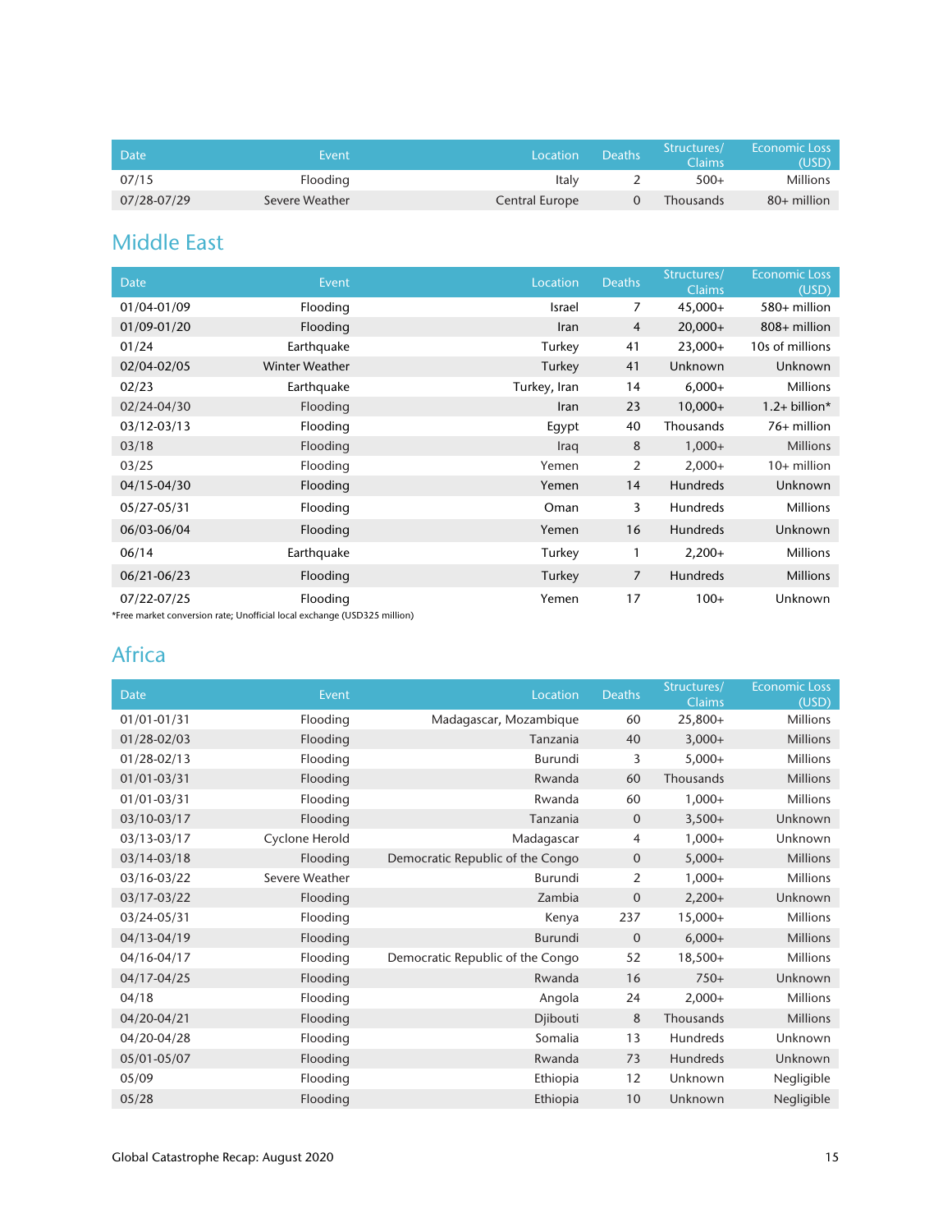| Date | Event | Location | Deaths | Structures/ Claims | Economic Loss (USD) |
|---|---|---|---|---|---|
| 07/15 | Flooding | Italy | 2 | 500+ | Millions |
| 07/28-07/29 | Severe Weather | Central Europe | 0 | Thousands | 80+ million |

## Middle East

| Date | Event | Location | Deaths | Structures/ Claims | Economic Loss (USD) |
|---|---|---|---|---|---|
| 01/04-01/09 | Flooding | Israel | 7 | 45,000+ | 580+ million |
| 01/09-01/20 | Flooding | Iran | 4 | 20,000+ | 808+ million |
| 01/24 | Earthquake | Turkey | 41 | 23,000+ | 10s of millions |
| 02/04-02/05 | Winter Weather | Turkey | 41 | Unknown | Unknown |
| 02/23 | Earthquake | Turkey, Iran | 14 | 6,000+ | Millions |
| 02/24-04/30 | Flooding | Iran | 23 | 10,000+ | 1.2+ billion* |
| 03/12-03/13 | Flooding | Egypt | 40 | Thousands | 76+ million |
| 03/18 | Flooding | Iraq | 8 | 1,000+ | Millions |
| 03/25 | Flooding | Yemen | 2 | 2,000+ | 10+ million |
| 04/15-04/30 | Flooding | Yemen | 14 | Hundreds | Unknown |
| 05/27-05/31 | Flooding | Oman | 3 | Hundreds | Millions |
| 06/03-06/04 | Flooding | Yemen | 16 | Hundreds | Unknown |
| 06/14 | Earthquake | Turkey | 1 | 2,200+ | Millions |
| 06/21-06/23 | Flooding | Turkey | 7 | Hundreds | Millions |
| 07/22-07/25 | Flooding | Yemen | 17 | 100+ | Unknown |

*Free market conversion rate; Unofficial local exchange (USD325 million)

## Africa

| Date | Event | Location | Deaths | Structures/ Claims | Economic Loss (USD) |
|---|---|---|---|---|---|
| 01/01-01/31 | Flooding | Madagascar, Mozambique | 60 | 25,800+ | Millions |
| 01/28-02/03 | Flooding | Tanzania | 40 | 3,000+ | Millions |
| 01/28-02/13 | Flooding | Burundi | 3 | 5,000+ | Millions |
| 01/01-03/31 | Flooding | Rwanda | 60 | Thousands | Millions |
| 01/01-03/31 | Flooding | Rwanda | 60 | 1,000+ | Millions |
| 03/10-03/17 | Flooding | Tanzania | 0 | 3,500+ | Unknown |
| 03/13-03/17 | Cyclone Herold | Madagascar | 4 | 1,000+ | Unknown |
| 03/14-03/18 | Flooding | Democratic Republic of the Congo | 0 | 5,000+ | Millions |
| 03/16-03/22 | Severe Weather | Burundi | 2 | 1,000+ | Millions |
| 03/17-03/22 | Flooding | Zambia | 0 | 2,200+ | Unknown |
| 03/24-05/31 | Flooding | Kenya | 237 | 15,000+ | Millions |
| 04/13-04/19 | Flooding | Burundi | 0 | 6,000+ | Millions |
| 04/16-04/17 | Flooding | Democratic Republic of the Congo | 52 | 18,500+ | Millions |
| 04/17-04/25 | Flooding | Rwanda | 16 | 750+ | Unknown |
| 04/18 | Flooding | Angola | 24 | 2,000+ | Millions |
| 04/20-04/21 | Flooding | Djibouti | 8 | Thousands | Millions |
| 04/20-04/28 | Flooding | Somalia | 13 | Hundreds | Unknown |
| 05/01-05/07 | Flooding | Rwanda | 73 | Hundreds | Unknown |
| 05/09 | Flooding | Ethiopia | 12 | Unknown | Negligible |
| 05/28 | Flooding | Ethiopia | 10 | Unknown | Negligible |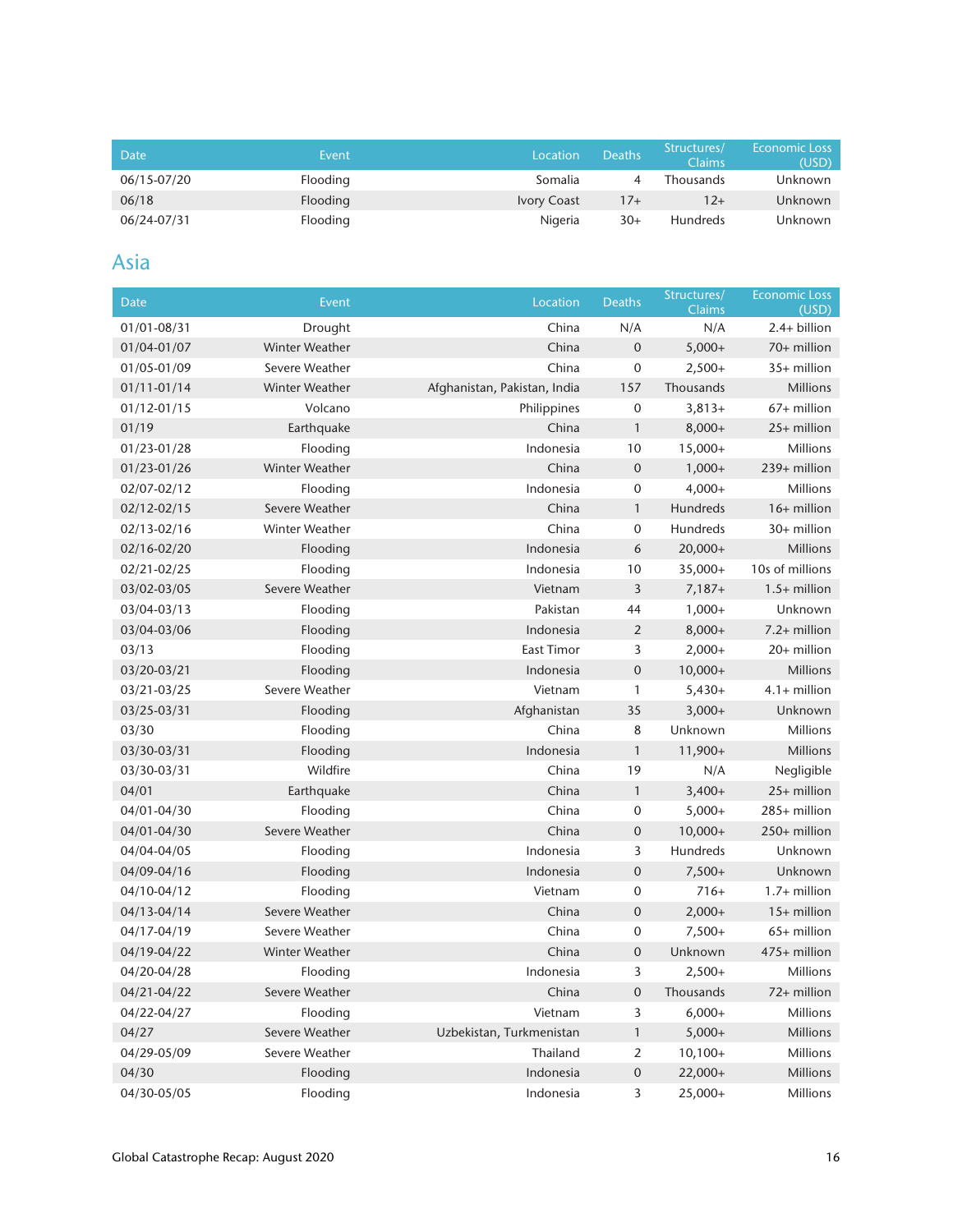| Date | Event | Location | Deaths | Structures/ Claims | Economic Loss (USD) |
|---|---|---|---|---|---|
| 06/15-07/20 | Flooding | Somalia | 4 | Thousands | Unknown |
| 06/18 | Flooding | Ivory Coast | 17+ | 12+ | Unknown |
| 06/24-07/31 | Flooding | Nigeria | 30+ | Hundreds | Unknown |

## Asia

| Date | Event | Location | Deaths | Structures/ Claims | Economic Loss (USD) |
|---|---|---|---|---|---|
| 01/01-08/31 | Drought | China | N/A | N/A | 2.4+ billion |
| 01/04-01/07 | Winter Weather | China | 0 | 5,000+ | 70+ million |
| 01/05-01/09 | Severe Weather | China | 0 | 2,500+ | 35+ million |
| 01/11-01/14 | Winter Weather | Afghanistan, Pakistan, India | 157 | Thousands | Millions |
| 01/12-01/15 | Volcano | Philippines | 0 | 3,813+ | 67+ million |
| 01/19 | Earthquake | China | 1 | 8,000+ | 25+ million |
| 01/23-01/28 | Flooding | Indonesia | 10 | 15,000+ | Millions |
| 01/23-01/26 | Winter Weather | China | 0 | 1,000+ | 239+ million |
| 02/07-02/12 | Flooding | Indonesia | 0 | 4,000+ | Millions |
| 02/12-02/15 | Severe Weather | China | 1 | Hundreds | 16+ million |
| 02/13-02/16 | Winter Weather | China | 0 | Hundreds | 30+ million |
| 02/16-02/20 | Flooding | Indonesia | 6 | 20,000+ | Millions |
| 02/21-02/25 | Flooding | Indonesia | 10 | 35,000+ | 10s of millions |
| 03/02-03/05 | Severe Weather | Vietnam | 3 | 7,187+ | 1.5+ million |
| 03/04-03/13 | Flooding | Pakistan | 44 | 1,000+ | Unknown |
| 03/04-03/06 | Flooding | Indonesia | 2 | 8,000+ | 7.2+ million |
| 03/13 | Flooding | East Timor | 3 | 2,000+ | 20+ million |
| 03/20-03/21 | Flooding | Indonesia | 0 | 10,000+ | Millions |
| 03/21-03/25 | Severe Weather | Vietnam | 1 | 5,430+ | 4.1+ million |
| 03/25-03/31 | Flooding | Afghanistan | 35 | 3,000+ | Unknown |
| 03/30 | Flooding | China | 8 | Unknown | Millions |
| 03/30-03/31 | Flooding | Indonesia | 1 | 11,900+ | Millions |
| 03/30-03/31 | Wildfire | China | 19 | N/A | Negligible |
| 04/01 | Earthquake | China | 1 | 3,400+ | 25+ million |
| 04/01-04/30 | Flooding | China | 0 | 5,000+ | 285+ million |
| 04/01-04/30 | Severe Weather | China | 0 | 10,000+ | 250+ million |
| 04/04-04/05 | Flooding | Indonesia | 3 | Hundreds | Unknown |
| 04/09-04/16 | Flooding | Indonesia | 0 | 7,500+ | Unknown |
| 04/10-04/12 | Flooding | Vietnam | 0 | 716+ | 1.7+ million |
| 04/13-04/14 | Severe Weather | China | 0 | 2,000+ | 15+ million |
| 04/17-04/19 | Severe Weather | China | 0 | 7,500+ | 65+ million |
| 04/19-04/22 | Winter Weather | China | 0 | Unknown | 475+ million |
| 04/20-04/28 | Flooding | Indonesia | 3 | 2,500+ | Millions |
| 04/21-04/22 | Severe Weather | China | 0 | Thousands | 72+ million |
| 04/22-04/27 | Flooding | Vietnam | 3 | 6,000+ | Millions |
| 04/27 | Severe Weather | Uzbekistan, Turkmenistan | 1 | 5,000+ | Millions |
| 04/29-05/09 | Severe Weather | Thailand | 2 | 10,100+ | Millions |
| 04/30 | Flooding | Indonesia | 0 | 22,000+ | Millions |
| 04/30-05/05 | Flooding | Indonesia | 3 | 25,000+ | Millions |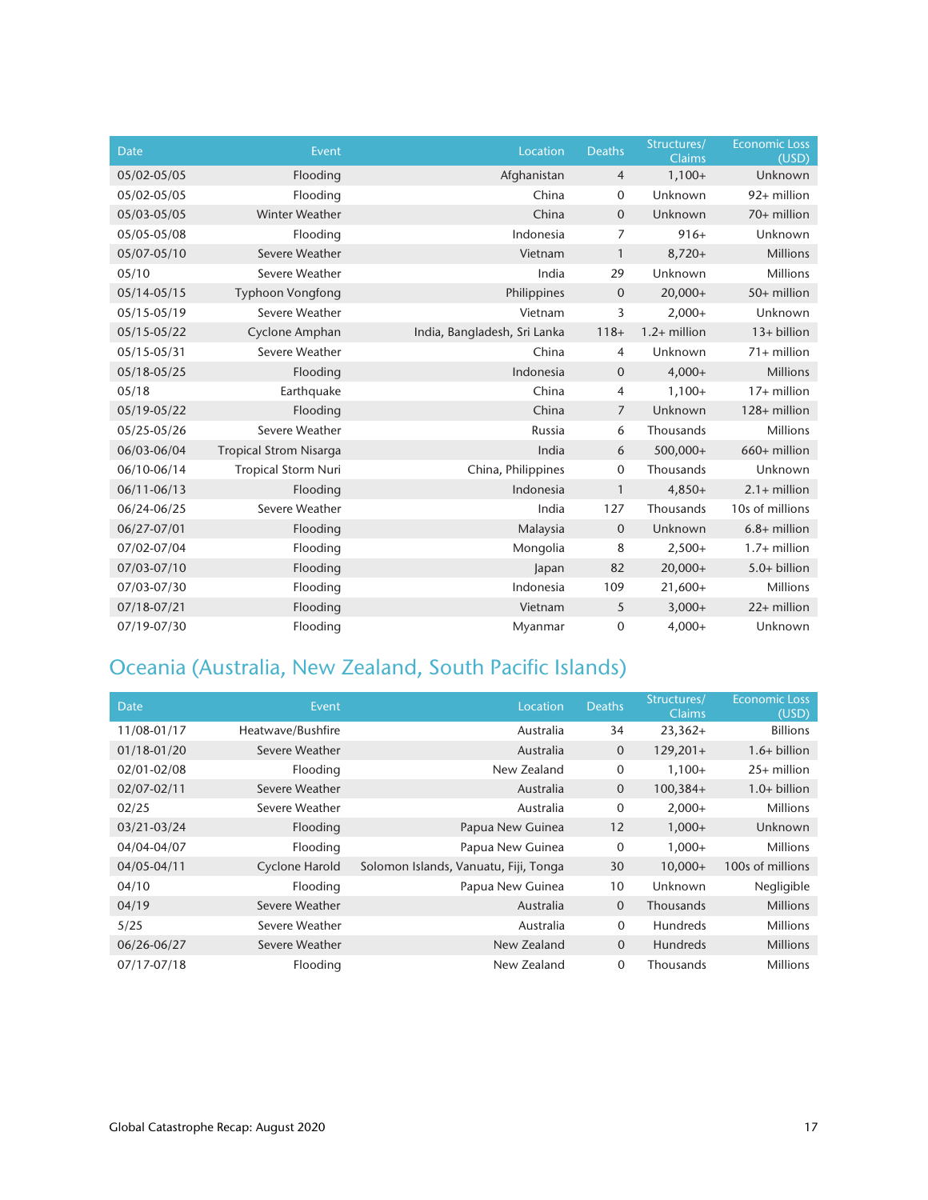| Date | Event | Location | Deaths | Structures/ Claims | Economic Loss (USD) |
|---|---|---|---|---|---|
| 05/02-05/05 | Flooding | Afghanistan | 4 | 1,100+ | Unknown |
| 05/02-05/05 | Flooding | China | 0 | Unknown | 92+ million |
| 05/03-05/05 | Winter Weather | China | 0 | Unknown | 70+ million |
| 05/05-05/08 | Flooding | Indonesia | 7 | 916+ | Unknown |
| 05/07-05/10 | Severe Weather | Vietnam | 1 | 8,720+ | Millions |
| 05/10 | Severe Weather | India | 29 | Unknown | Millions |
| 05/14-05/15 | Typhoon Vongfong | Philippines | 0 | 20,000+ | 50+ million |
| 05/15-05/19 | Severe Weather | Vietnam | 3 | 2,000+ | Unknown |
| 05/15-05/22 | Cyclone Amphan | India, Bangladesh, Sri Lanka | 118+ | 1.2+ million | 13+ billion |
| 05/15-05/31 | Severe Weather | China | 4 | Unknown | 71+ million |
| 05/18-05/25 | Flooding | Indonesia | 0 | 4,000+ | Millions |
| 05/18 | Earthquake | China | 4 | 1,100+ | 17+ million |
| 05/19-05/22 | Flooding | China | 7 | Unknown | 128+ million |
| 05/25-05/26 | Severe Weather | Russia | 6 | Thousands | Millions |
| 06/03-06/04 | Tropical Strom Nisarga | India | 6 | 500,000+ | 660+ million |
| 06/10-06/14 | Tropical Storm Nuri | China, Philippines | 0 | Thousands | Unknown |
| 06/11-06/13 | Flooding | Indonesia | 1 | 4,850+ | 2.1+ million |
| 06/24-06/25 | Severe Weather | India | 127 | Thousands | 10s of millions |
| 06/27-07/01 | Flooding | Malaysia | 0 | Unknown | 6.8+ million |
| 07/02-07/04 | Flooding | Mongolia | 8 | 2,500+ | 1.7+ million |
| 07/03-07/10 | Flooding | Japan | 82 | 20,000+ | 5.0+ billion |
| 07/03-07/30 | Flooding | Indonesia | 109 | 21,600+ | Millions |
| 07/18-07/21 | Flooding | Vietnam | 5 | 3,000+ | 22+ million |
| 07/19-07/30 | Flooding | Myanmar | 0 | 4,000+ | Unknown |

## Oceania (Australia, New Zealand, South Pacific Islands)

| Date | Event | Location | Deaths | Structures/ Claims | Economic Loss (USD) |
|---|---|---|---|---|---|
| 11/08-01/17 | Heatwave/Bushfire | Australia | 34 | 23,362+ | Billions |
| 01/18-01/20 | Severe Weather | Australia | 0 | 129,201+ | 1.6+ billion |
| 02/01-02/08 | Flooding | New Zealand | 0 | 1,100+ | 25+ million |
| 02/07-02/11 | Severe Weather | Australia | 0 | 100,384+ | 1.0+ billion |
| 02/25 | Severe Weather | Australia | 0 | 2,000+ | Millions |
| 03/21-03/24 | Flooding | Papua New Guinea | 12 | 1,000+ | Unknown |
| 04/04-04/07 | Flooding | Papua New Guinea | 0 | 1,000+ | Millions |
| 04/05-04/11 | Cyclone Harold | Solomon Islands, Vanuatu, Fiji, Tonga | 30 | 10,000+ | 100s of millions |
| 04/10 | Flooding | Papua New Guinea | 10 | Unknown | Negligible |
| 04/19 | Severe Weather | Australia | 0 | Thousands | Millions |
| 5/25 | Severe Weather | Australia | 0 | Hundreds | Millions |
| 06/26-06/27 | Severe Weather | New Zealand | 0 | Hundreds | Millions |
| 07/17-07/18 | Flooding | New Zealand | 0 | Thousands | Millions |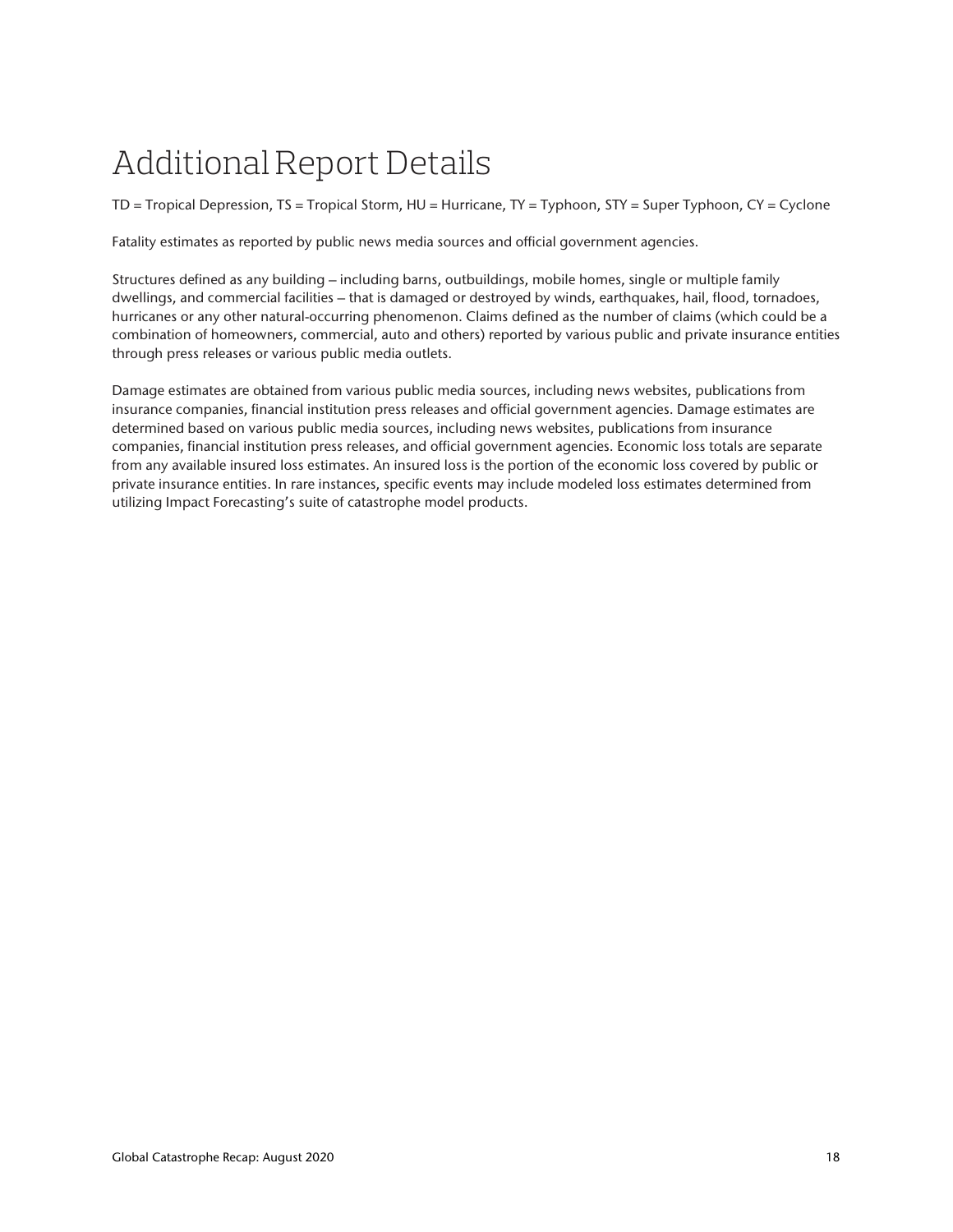# Additional Report Details

TD = Tropical Depression, TS = Tropical Storm, HU = Hurricane, TY = Typhoon, STY = Super Typhoon, CY = Cyclone

Fatality estimates as reported by public news media sources and official government agencies.

Structures defined as any building – including barns, outbuildings, mobile homes, single or multiple family dwellings, and commercial facilities – that is damaged or destroyed by winds, earthquakes, hail, flood, tornadoes, hurricanes or any other natural-occurring phenomenon. Claims defined as the number of claims (which could be a combination of homeowners, commercial, auto and others) reported by various public and private insurance entities through press releases or various public media outlets.

Damage estimates are obtained from various public media sources, including news websites, publications from insurance companies, financial institution press releases and official government agencies. Damage estimates are determined based on various public media sources, including news websites, publications from insurance companies, financial institution press releases, and official government agencies. Economic loss totals are separate from any available insured loss estimates. An insured loss is the portion of the economic loss covered by public or private insurance entities. In rare instances, specific events may include modeled loss estimates determined from utilizing Impact Forecasting's suite of catastrophe model products.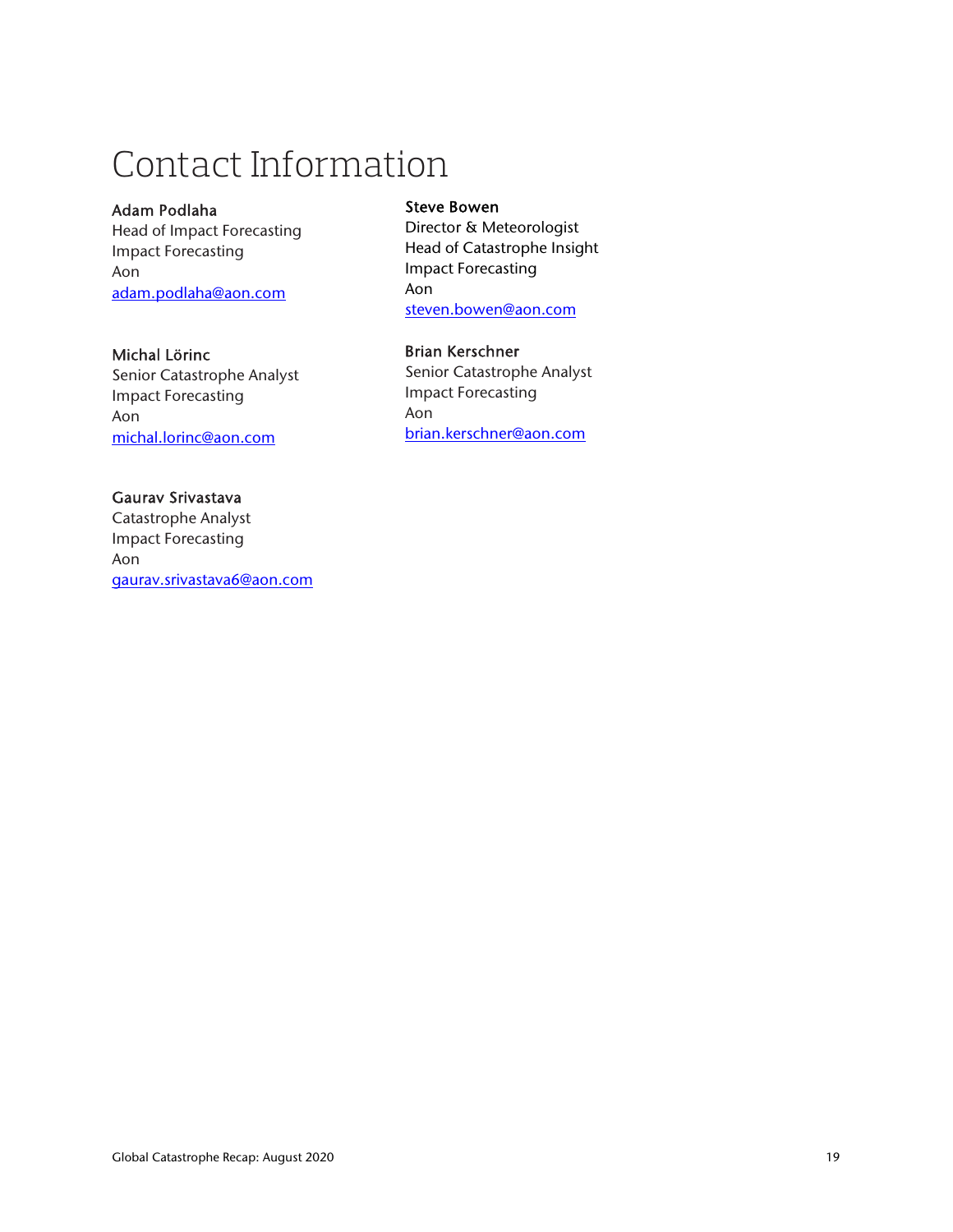# Contact Information

**Adam Podlaha**
Head of Impact Forecasting
Impact Forecasting
Aon
adam.podlaha@aon.com

**Michal Lörinc**
Senior Catastrophe Analyst
Impact Forecasting
Aon
michal.lorinc@aon.com

**Gaurav Srivastava**
Catastrophe Analyst
Impact Forecasting
Aon
gaurav.srivastava6@aon.com

**Steve Bowen**
Director & Meteorologist
Head of Catastrophe Insight
Impact Forecasting
Aon
steven.bowen@aon.com

**Brian Kerschner**
Senior Catastrophe Analyst
Impact Forecasting
Aon
brian.kerschner@aon.com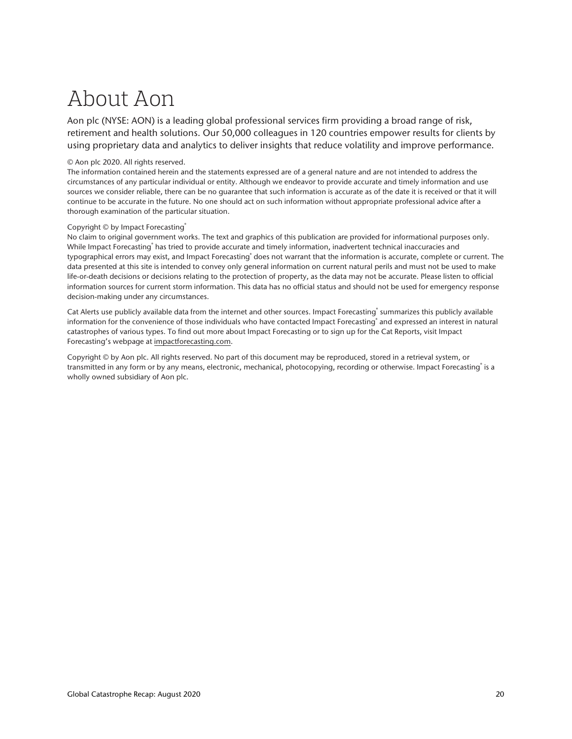# About Aon

Aon plc (NYSE: AON) is a leading global professional services firm providing a broad range of risk, retirement and health solutions. Our 50,000 colleagues in 120 countries empower results for clients by using proprietary data and analytics to deliver insights that reduce volatility and improve performance.

© Aon plc 2020. All rights reserved.
The information contained herein and the statements expressed are of a general nature and are not intended to address the circumstances of any particular individual or entity. Although we endeavor to provide accurate and timely information and use sources we consider reliable, there can be no guarantee that such information is accurate as of the date it is received or that it will continue to be accurate in the future. No one should act on such information without appropriate professional advice after a thorough examination of the particular situation.

Copyright © by Impact Forecasting®
No claim to original government works. The text and graphics of this publication are provided for informational purposes only. While Impact Forecasting® has tried to provide accurate and timely information, inadvertent technical inaccuracies and typographical errors may exist, and Impact Forecasting® does not warrant that the information is accurate, complete or current. The data presented at this site is intended to convey only general information on current natural perils and must not be used to make life-or-death decisions or decisions relating to the protection of property, as the data may not be accurate. Please listen to official information sources for current storm information. This data has no official status and should not be used for emergency response decision-making under any circumstances.

Cat Alerts use publicly available data from the internet and other sources. Impact Forecasting® summarizes this publicly available information for the convenience of those individuals who have contacted Impact Forecasting® and expressed an interest in natural catastrophes of various types. To find out more about Impact Forecasting or to sign up for the Cat Reports, visit Impact Forecasting's webpage at impactforecasting.com.

Copyright © by Aon plc. All rights reserved. No part of this document may be reproduced, stored in a retrieval system, or transmitted in any form or by any means, electronic, mechanical, photocopying, recording or otherwise. Impact Forecasting® is a wholly owned subsidiary of Aon plc.